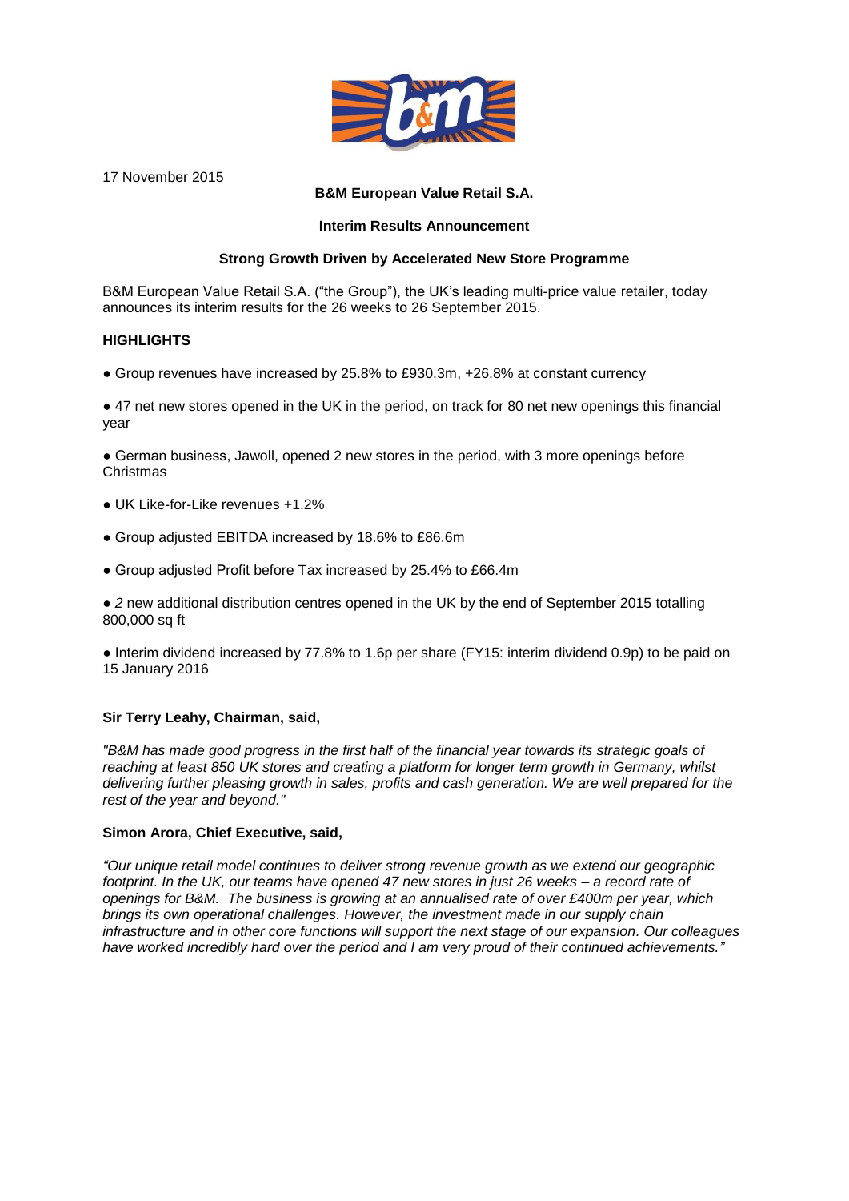17 November 2015

**B&M European Value Retail S.A.**

**Interim Results Announcement**

**Strong Growth Driven by Accelerated New Store Programme**

B&M European Value Retail S.A. ("the Group"), the UK's leading multi-price value retailer, today announces its interim results for the 26 weeks to 26 September 2015.

**HIGHLIGHTS**

- Group revenues have increased by 25.8% to £930.3m, +26.8% at constant currency
- 47 net new stores opened in the UK in the period, on track for 80 net new openings this financial year
- German business, Jawoll, opened 2 new stores in the period, with 3 more openings before Christmas
- UK Like-for-Like revenues +1.2%
- Group adjusted EBITDA increased by 18.6% to £86.6m
- Group adjusted Profit before Tax increased by 25.4% to £66.4m
- *2* new additional distribution centres opened in the UK by the end of September 2015 totalling 800,000 sq ft
- Interim dividend increased by 77.8% to 1.6p per share (FY15: interim dividend 0.9p) to be paid on 15 January 2016

**Sir Terry Leahy, Chairman, said,**

*"B&M has made good progress in the first half of the financial year towards its strategic goals of reaching at least 850 UK stores and creating a platform for longer term growth in Germany, whilst delivering further pleasing growth in sales, profits and cash generation. We are well prepared for the rest of the year and beyond."*

**Simon Arora, Chief Executive, said,**

*"Our unique retail model continues to deliver strong revenue growth as we extend our geographic footprint. In the UK, our teams have opened 47 new stores in just 26 weeks – a record rate of openings for B&M. The business is growing at an annualised rate of over £400m per year, which brings its own operational challenges. However, the investment made in our supply chain infrastructure and in other core functions will support the next stage of our expansion. Our colleagues have worked incredibly hard over the period and I am very proud of their continued achievements."*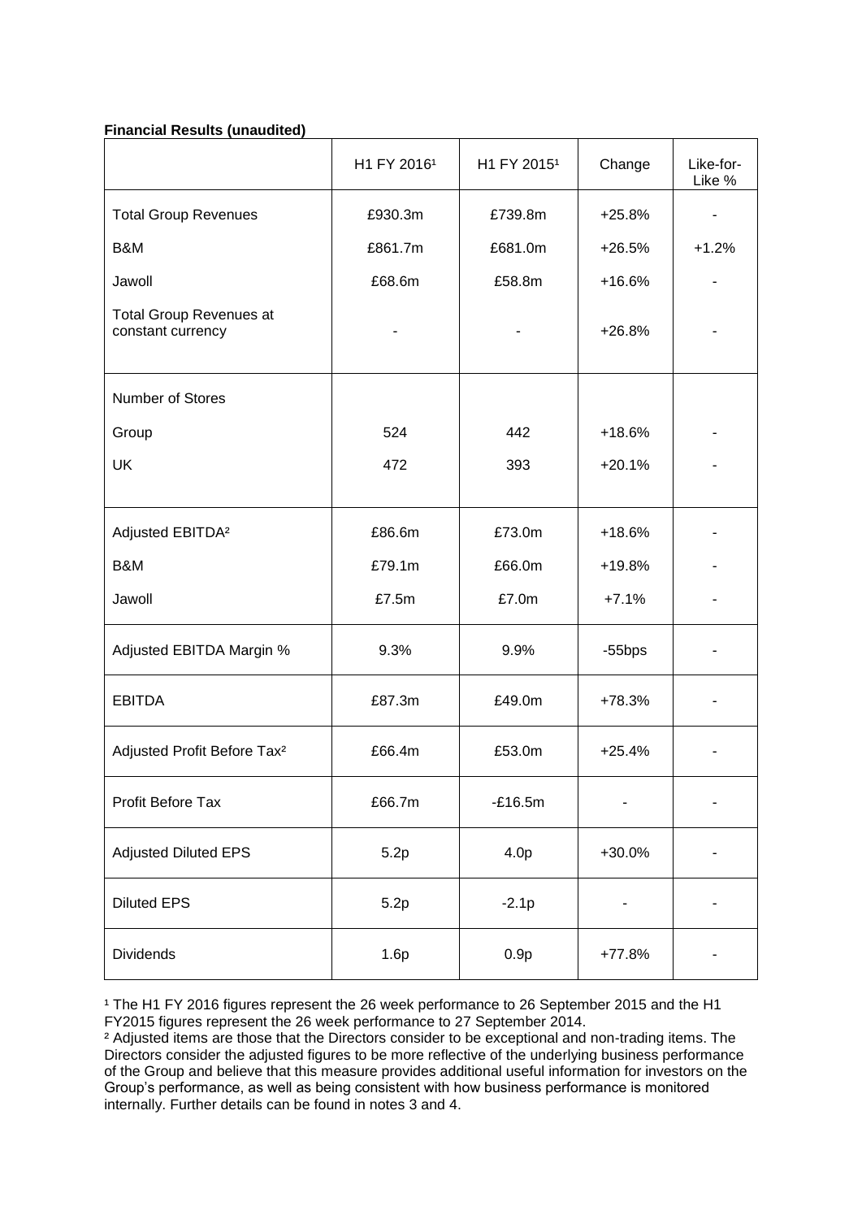**Financial Results (unaudited)**

| | H1 FY 2016[1] | H1 FY 2015[1] | Change | Like-for-Like % |
|---|---|---|---|---|
| Total Group Revenues | £930.3m | £739.8m | +25.8% | - |
| B&M | £861.7m | £681.0m | +26.5% | +1.2% |
| Jawoll | £68.6m | £58.8m | +16.6% | - |
| Total Group Revenues at constant currency | - | - | +26.8% | - |
| Number of Stores | | | | |
| Group | 524 | 442 | +18.6% | - |
| UK | 472 | 393 | +20.1% | - |
| Adjusted EBITDA[2] | £86.6m | £73.0m | +18.6% | - |
| B&M | £79.1m | £66.0m | +19.8% | - |
| Jawoll | £7.5m | £7.0m | +7.1% | - |
| Adjusted EBITDA Margin % | 9.3% | 9.9% | -55bps | - |
| EBITDA | £87.3m | £49.0m | +78.3% | - |
| Adjusted Profit Before Tax[2] | £66.4m | £53.0m | +25.4% | - |
| Profit Before Tax | £66.7m | -£16.5m | - | - |
| Adjusted Diluted EPS | 5.2p | 4.0p | +30.0% | - |
| Diluted EPS | 5.2p | -2.1p | - | - |
| Dividends | 1.6p | 0.9p | +77.8% | - |

[1] The H1 FY 2016 figures represent the 26 week performance to 26 September 2015 and the H1 FY2015 figures represent the 26 week performance to 27 September 2014.

[2] Adjusted items are those that the Directors consider to be exceptional and non-trading items. The Directors consider the adjusted figures to be more reflective of the underlying business performance of the Group and believe that this measure provides additional useful information for investors on the Group's performance, as well as being consistent with how business performance is monitored internally. Further details can be found in notes 3 and 4.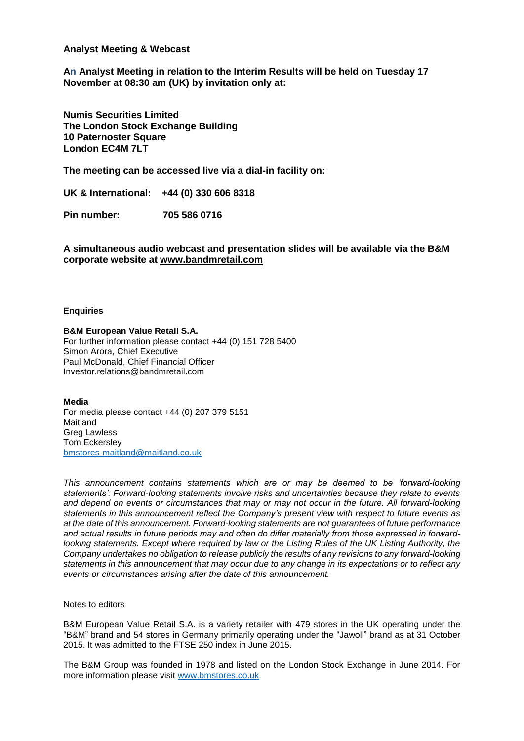**Analyst Meeting & Webcast**

**An Analyst Meeting in relation to the Interim Results will be held on Tuesday 17 November at 08:30 am (UK) by invitation only at:**

**Numis Securities Limited**
**The London Stock Exchange Building**
**10 Paternoster Square**
**London EC4M 7LT**

**The meeting can be accessed live via a dial-in facility on:**

**UK & International: +44 (0) 330 606 8318**

**Pin number: 705 586 0716**

**A simultaneous audio webcast and presentation slides will be available via the B&M corporate website at www.bandmretail.com**

**Enquiries**

**B&M European Value Retail S.A.**
For further information please contact +44 (0) 151 728 5400
Simon Arora, Chief Executive
Paul McDonald, Chief Financial Officer
Investor.relations@bandmretail.com

**Media**
For media please contact +44 (0) 207 379 5151
Maitland
Greg Lawless
Tom Eckersley
bmstores-maitland@maitland.co.uk

*This announcement contains statements which are or may be deemed to be 'forward-looking statements'. Forward-looking statements involve risks and uncertainties because they relate to events and depend on events or circumstances that may or may not occur in the future. All forward-looking statements in this announcement reflect the Company's present view with respect to future events as at the date of this announcement. Forward-looking statements are not guarantees of future performance and actual results in future periods may and often do differ materially from those expressed in forward-looking statements. Except where required by law or the Listing Rules of the UK Listing Authority, the Company undertakes no obligation to release publicly the results of any revisions to any forward-looking statements in this announcement that may occur due to any change in its expectations or to reflect any events or circumstances arising after the date of this announcement.*

Notes to editors

B&M European Value Retail S.A. is a variety retailer with 479 stores in the UK operating under the "B&M" brand and 54 stores in Germany primarily operating under the "Jawoll" brand as at 31 October 2015. It was admitted to the FTSE 250 index in June 2015.

The B&M Group was founded in 1978 and listed on the London Stock Exchange in June 2014. For more information please visit www.bmstores.co.uk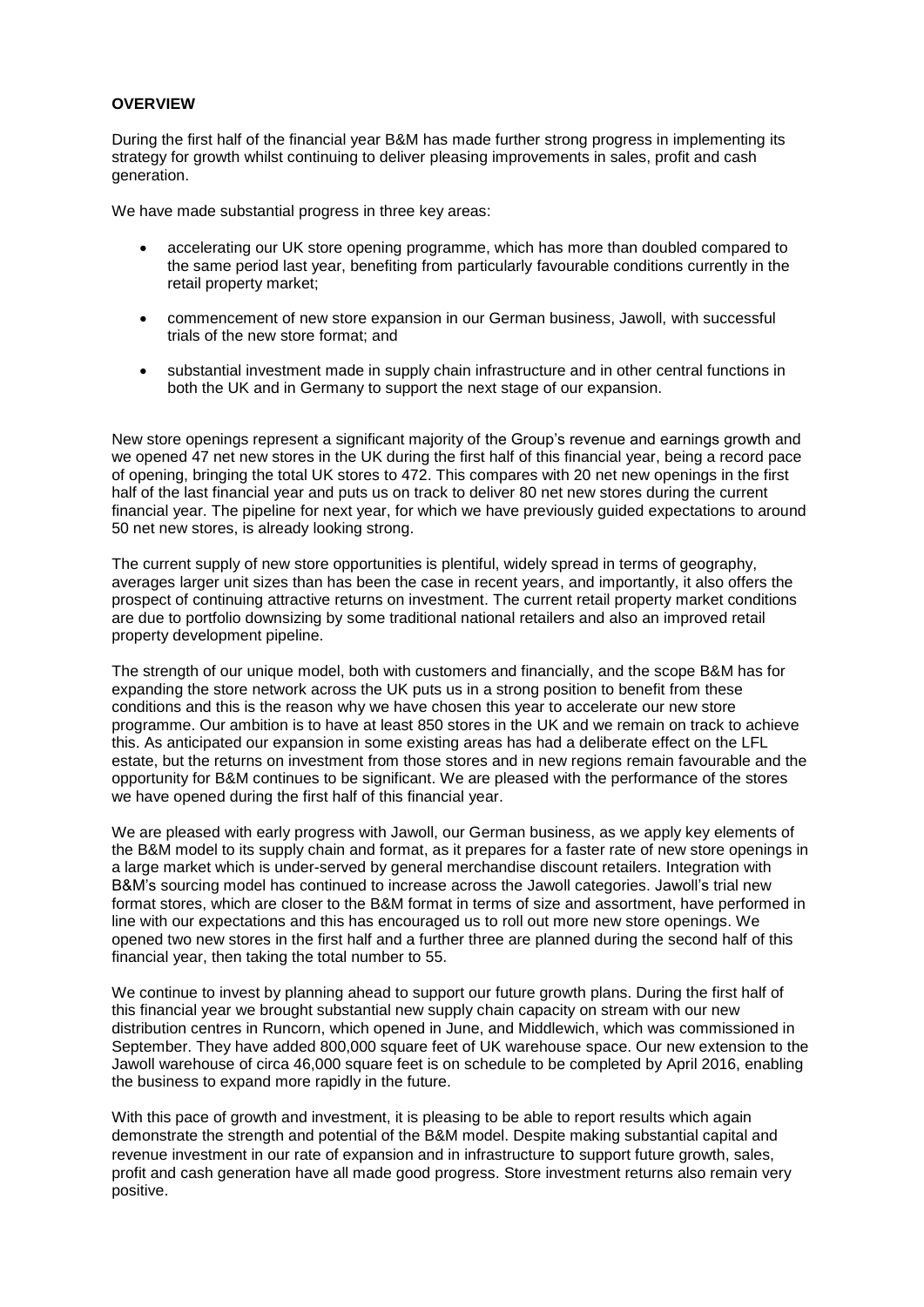**OVERVIEW**

During the first half of the financial year B&M has made further strong progress in implementing its strategy for growth whilst continuing to deliver pleasing improvements in sales, profit and cash generation.

We have made substantial progress in three key areas:

- accelerating our UK store opening programme, which has more than doubled compared to the same period last year, benefiting from particularly favourable conditions currently in the retail property market;
- commencement of new store expansion in our German business, Jawoll, with successful trials of the new store format; and
- substantial investment made in supply chain infrastructure and in other central functions in both the UK and in Germany to support the next stage of our expansion.

New store openings represent a significant majority of the Group's revenue and earnings growth and we opened 47 net new stores in the UK during the first half of this financial year, being a record pace of opening, bringing the total UK stores to 472. This compares with 20 net new openings in the first half of the last financial year and puts us on track to deliver 80 net new stores during the current financial year. The pipeline for next year, for which we have previously guided expectations to around 50 net new stores, is already looking strong.

The current supply of new store opportunities is plentiful, widely spread in terms of geography, averages larger unit sizes than has been the case in recent years, and importantly, it also offers the prospect of continuing attractive returns on investment. The current retail property market conditions are due to portfolio downsizing by some traditional national retailers and also an improved retail property development pipeline.

The strength of our unique model, both with customers and financially, and the scope B&M has for expanding the store network across the UK puts us in a strong position to benefit from these conditions and this is the reason why we have chosen this year to accelerate our new store programme. Our ambition is to have at least 850 stores in the UK and we remain on track to achieve this. As anticipated our expansion in some existing areas has had a deliberate effect on the LFL estate, but the returns on investment from those stores and in new regions remain favourable and the opportunity for B&M continues to be significant. We are pleased with the performance of the stores we have opened during the first half of this financial year.

We are pleased with early progress with Jawoll, our German business, as we apply key elements of the B&M model to its supply chain and format, as it prepares for a faster rate of new store openings in a large market which is under-served by general merchandise discount retailers. Integration with B&M's sourcing model has continued to increase across the Jawoll categories. Jawoll's trial new format stores, which are closer to the B&M format in terms of size and assortment, have performed in line with our expectations and this has encouraged us to roll out more new store openings. We opened two new stores in the first half and a further three are planned during the second half of this financial year, then taking the total number to 55.

We continue to invest by planning ahead to support our future growth plans. During the first half of this financial year we brought substantial new supply chain capacity on stream with our new distribution centres in Runcorn, which opened in June, and Middlewich, which was commissioned in September. They have added 800,000 square feet of UK warehouse space. Our new extension to the Jawoll warehouse of circa 46,000 square feet is on schedule to be completed by April 2016, enabling the business to expand more rapidly in the future.

With this pace of growth and investment, it is pleasing to be able to report results which again demonstrate the strength and potential of the B&M model. Despite making substantial capital and revenue investment in our rate of expansion and in infrastructure to support future growth, sales, profit and cash generation have all made good progress. Store investment returns also remain very positive.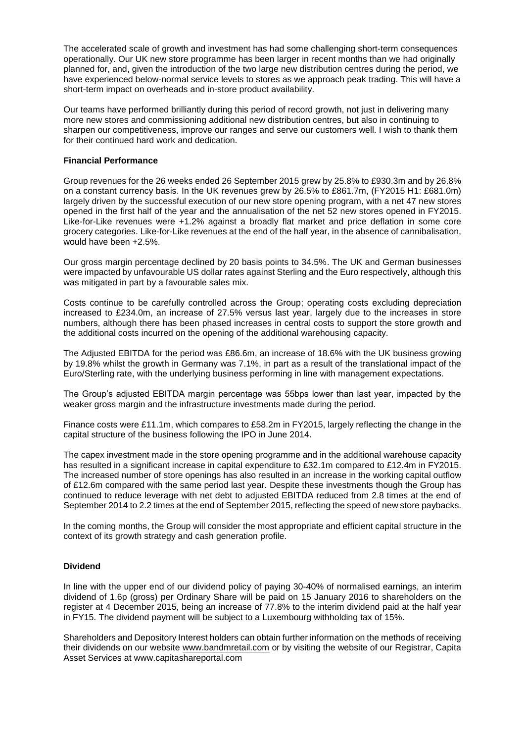The accelerated scale of growth and investment has had some challenging short-term consequences operationally. Our UK new store programme has been larger in recent months than we had originally planned for, and, given the introduction of the two large new distribution centres during the period, we have experienced below-normal service levels to stores as we approach peak trading. This will have a short-term impact on overheads and in-store product availability.

Our teams have performed brilliantly during this period of record growth, not just in delivering many more new stores and commissioning additional new distribution centres, but also in continuing to sharpen our competitiveness, improve our ranges and serve our customers well. I wish to thank them for their continued hard work and dedication.

**Financial Performance**

Group revenues for the 26 weeks ended 26 September 2015 grew by 25.8% to £930.3m and by 26.8% on a constant currency basis. In the UK revenues grew by 26.5% to £861.7m, (FY2015 H1: £681.0m) largely driven by the successful execution of our new store opening program, with a net 47 new stores opened in the first half of the year and the annualisation of the net 52 new stores opened in FY2015. Like-for-Like revenues were +1.2% against a broadly flat market and price deflation in some core grocery categories. Like-for-Like revenues at the end of the half year, in the absence of cannibalisation, would have been +2.5%.

Our gross margin percentage declined by 20 basis points to 34.5%. The UK and German businesses were impacted by unfavourable US dollar rates against Sterling and the Euro respectively, although this was mitigated in part by a favourable sales mix.

Costs continue to be carefully controlled across the Group; operating costs excluding depreciation increased to £234.0m, an increase of 27.5% versus last year, largely due to the increases in store numbers, although there has been phased increases in central costs to support the store growth and the additional costs incurred on the opening of the additional warehousing capacity.

The Adjusted EBITDA for the period was £86.6m, an increase of 18.6% with the UK business growing by 19.8% whilst the growth in Germany was 7.1%, in part as a result of the translational impact of the Euro/Sterling rate, with the underlying business performing in line with management expectations.

The Group's adjusted EBITDA margin percentage was 55bps lower than last year, impacted by the weaker gross margin and the infrastructure investments made during the period.

Finance costs were £11.1m, which compares to £58.2m in FY2015, largely reflecting the change in the capital structure of the business following the IPO in June 2014.

The capex investment made in the store opening programme and in the additional warehouse capacity has resulted in a significant increase in capital expenditure to £32.1m compared to £12.4m in FY2015. The increased number of store openings has also resulted in an increase in the working capital outflow of £12.6m compared with the same period last year. Despite these investments though the Group has continued to reduce leverage with net debt to adjusted EBITDA reduced from 2.8 times at the end of September 2014 to 2.2 times at the end of September 2015, reflecting the speed of new store paybacks.

In the coming months, the Group will consider the most appropriate and efficient capital structure in the context of its growth strategy and cash generation profile.

**Dividend**

In line with the upper end of our dividend policy of paying 30-40% of normalised earnings, an interim dividend of 1.6p (gross) per Ordinary Share will be paid on 15 January 2016 to shareholders on the register at 4 December 2015, being an increase of 77.8% to the interim dividend paid at the half year in FY15. The dividend payment will be subject to a Luxembourg withholding tax of 15%.

Shareholders and Depository Interest holders can obtain further information on the methods of receiving their dividends on our website www.bandmretail.com or by visiting the website of our Registrar, Capita Asset Services at www.capitashareportal.com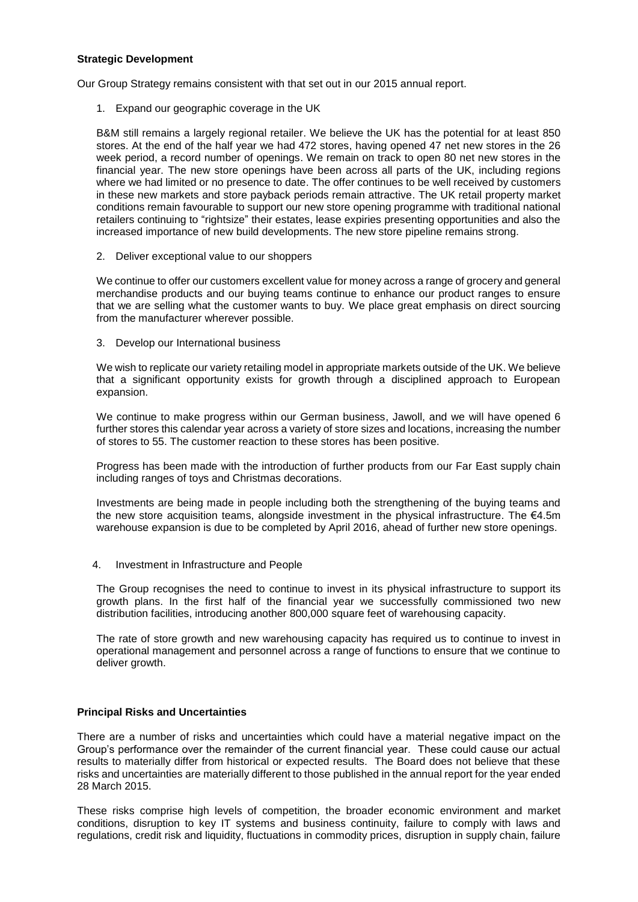**Strategic Development**

Our Group Strategy remains consistent with that set out in our 2015 annual report.

1. Expand our geographic coverage in the UK

   B&M still remains a largely regional retailer. We believe the UK has the potential for at least 850 stores. At the end of the half year we had 472 stores, having opened 47 net new stores in the 26 week period, a record number of openings. We remain on track to open 80 net new stores in the financial year. The new store openings have been across all parts of the UK, including regions where we had limited or no presence to date. The offer continues to be well received by customers in these new markets and store payback periods remain attractive. The UK retail property market conditions remain favourable to support our new store opening programme with traditional national retailers continuing to "rightsize" their estates, lease expiries presenting opportunities and also the increased importance of new build developments. The new store pipeline remains strong.

2. Deliver exceptional value to our shoppers

   We continue to offer our customers excellent value for money across a range of grocery and general merchandise products and our buying teams continue to enhance our product ranges to ensure that we are selling what the customer wants to buy. We place great emphasis on direct sourcing from the manufacturer wherever possible.

3. Develop our International business

   We wish to replicate our variety retailing model in appropriate markets outside of the UK. We believe that a significant opportunity exists for growth through a disciplined approach to European expansion.

   We continue to make progress within our German business, Jawoll, and we will have opened 6 further stores this calendar year across a variety of store sizes and locations, increasing the number of stores to 55. The customer reaction to these stores has been positive.

   Progress has been made with the introduction of further products from our Far East supply chain including ranges of toys and Christmas decorations.

   Investments are being made in people including both the strengthening of the buying teams and the new store acquisition teams, alongside investment in the physical infrastructure. The €4.5m warehouse expansion is due to be completed by April 2016, ahead of further new store openings.

4. Investment in Infrastructure and People

   The Group recognises the need to continue to invest in its physical infrastructure to support its growth plans. In the first half of the financial year we successfully commissioned two new distribution facilities, introducing another 800,000 square feet of warehousing capacity.

   The rate of store growth and new warehousing capacity has required us to continue to invest in operational management and personnel across a range of functions to ensure that we continue to deliver growth.

**Principal Risks and Uncertainties**

There are a number of risks and uncertainties which could have a material negative impact on the Group's performance over the remainder of the current financial year. These could cause our actual results to materially differ from historical or expected results. The Board does not believe that these risks and uncertainties are materially different to those published in the annual report for the year ended 28 March 2015.

These risks comprise high levels of competition, the broader economic environment and market conditions, disruption to key IT systems and business continuity, failure to comply with laws and regulations, credit risk and liquidity, fluctuations in commodity prices, disruption in supply chain, failure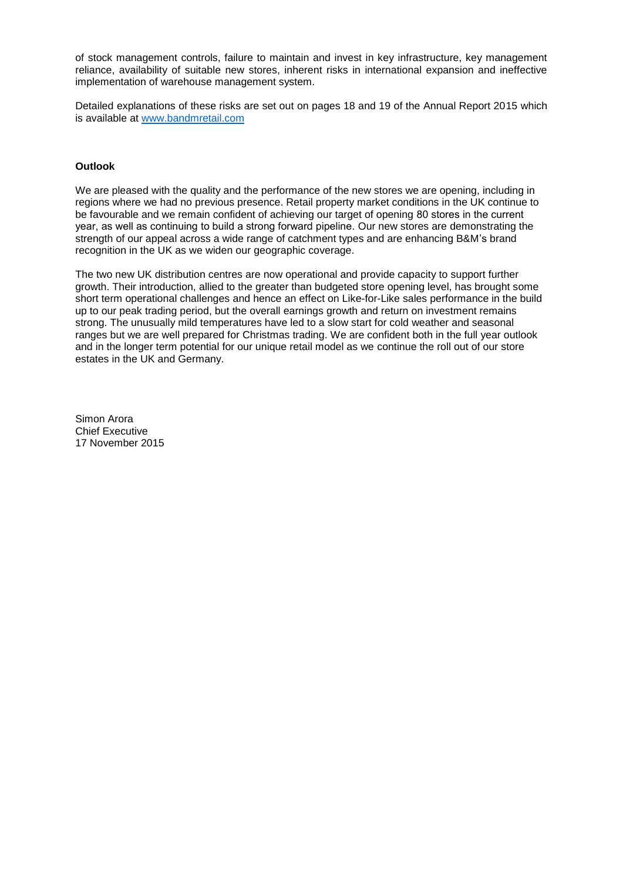of stock management controls, failure to maintain and invest in key infrastructure, key management reliance, availability of suitable new stores, inherent risks in international expansion and ineffective implementation of warehouse management system.

Detailed explanations of these risks are set out on pages 18 and 19 of the Annual Report 2015 which is available at www.bandmretail.com

**Outlook**

We are pleased with the quality and the performance of the new stores we are opening, including in regions where we had no previous presence. Retail property market conditions in the UK continue to be favourable and we remain confident of achieving our target of opening 80 stores in the current year, as well as continuing to build a strong forward pipeline. Our new stores are demonstrating the strength of our appeal across a wide range of catchment types and are enhancing B&M's brand recognition in the UK as we widen our geographic coverage.

The two new UK distribution centres are now operational and provide capacity to support further growth. Their introduction, allied to the greater than budgeted store opening level, has brought some short term operational challenges and hence an effect on Like-for-Like sales performance in the build up to our peak trading period, but the overall earnings growth and return on investment remains strong. The unusually mild temperatures have led to a slow start for cold weather and seasonal ranges but we are well prepared for Christmas trading. We are confident both in the full year outlook and in the longer term potential for our unique retail model as we continue the roll out of our store estates in the UK and Germany.

Simon Arora
Chief Executive
17 November 2015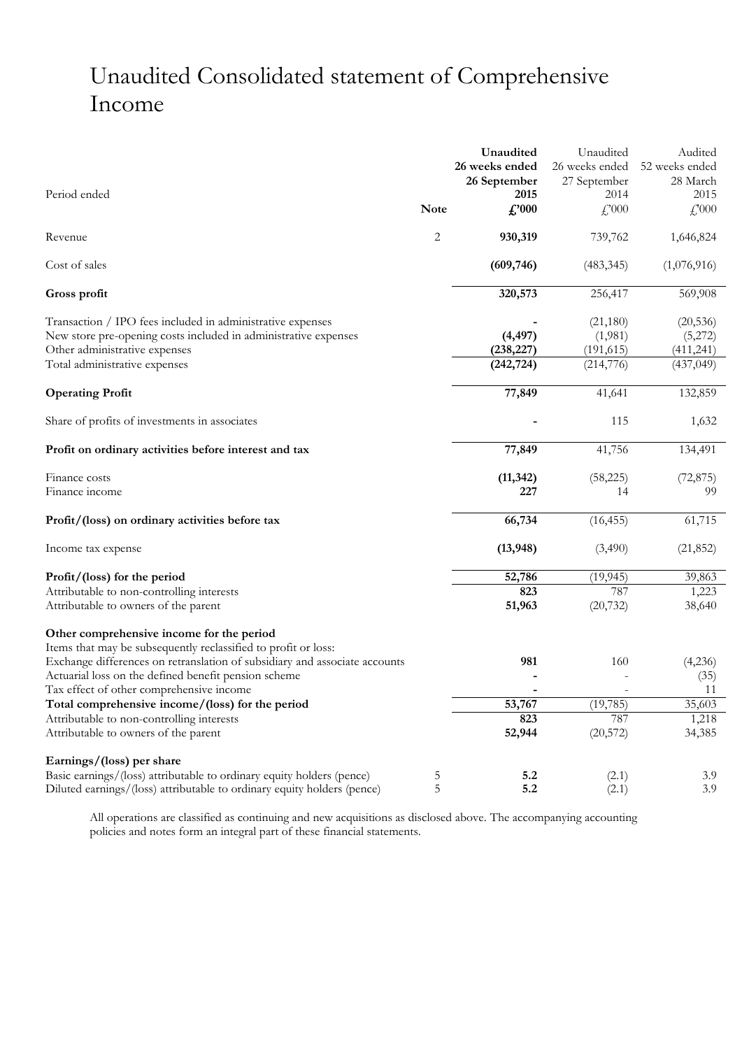# Unaudited Consolidated statement of Comprehensive Income

| Period ended | Note | **Unaudited 26 weeks ended 26 September 2015 £'000** | Unaudited 26 weeks ended 27 September 2014 £'000 | Audited 52 weeks ended 28 March 2015 £'000 |
|---|---|---|---|---|
| Revenue | 2 | **930,319** | 739,762 | 1,646,824 |
| Cost of sales | | **(609,746)** | (483,345) | (1,076,916) |
| **Gross profit** | | **320,573** | 256,417 | 569,908 |
| Transaction / IPO fees included in administrative expenses | | **-** | (21,180) | (20,536) |
| New store pre-opening costs included in administrative expenses | | **(4,497)** | (1,981) | (5,272) |
| Other administrative expenses | | **(238,227)** | (191,615) | (411,241) |
| Total administrative expenses | | **(242,724)** | (214,776) | (437,049) |
| **Operating Profit** | | **77,849** | 41,641 | 132,859 |
| Share of profits of investments in associates | | **-** | 115 | 1,632 |
| **Profit on ordinary activities before interest and tax** | | **77,849** | 41,756 | 134,491 |
| Finance costs | | **(11,342)** | (58,225) | (72,875) |
| Finance income | | **227** | 14 | 99 |
| **Profit/(loss) on ordinary activities before tax** | | **66,734** | (16,455) | 61,715 |
| Income tax expense | | **(13,948)** | (3,490) | (21,852) |
| **Profit/(loss) for the period** | | **52,786** | (19,945) | 39,863 |
| Attributable to non-controlling interests | | **823** | 787 | 1,223 |
| Attributable to owners of the parent | | **51,963** | (20,732) | 38,640 |
| **Other comprehensive income for the period** | | | | |
| Items that may be subsequently reclassified to profit or loss: | | | | |
| Exchange differences on retranslation of subsidiary and associate accounts | | **981** | 160 | (4,236) |
| Actuarial loss on the defined benefit pension scheme | | **-** | - | (35) |
| Tax effect of other comprehensive income | | **-** | - | 11 |
| **Total comprehensive income/(loss) for the period** | | **53,767** | (19,785) | 35,603 |
| Attributable to non-controlling interests | | **823** | 787 | 1,218 |
| Attributable to owners of the parent | | **52,944** | (20,572) | 34,385 |
| **Earnings/(loss) per share** | | | | |
| Basic earnings/(loss) attributable to ordinary equity holders (pence) | 5 | **5.2** | (2.1) | 3.9 |
| Diluted earnings/(loss) attributable to ordinary equity holders (pence) | 5 | **5.2** | (2.1) | 3.9 |

All operations are classified as continuing and new acquisitions as disclosed above. The accompanying accounting policies and notes form an integral part of these financial statements.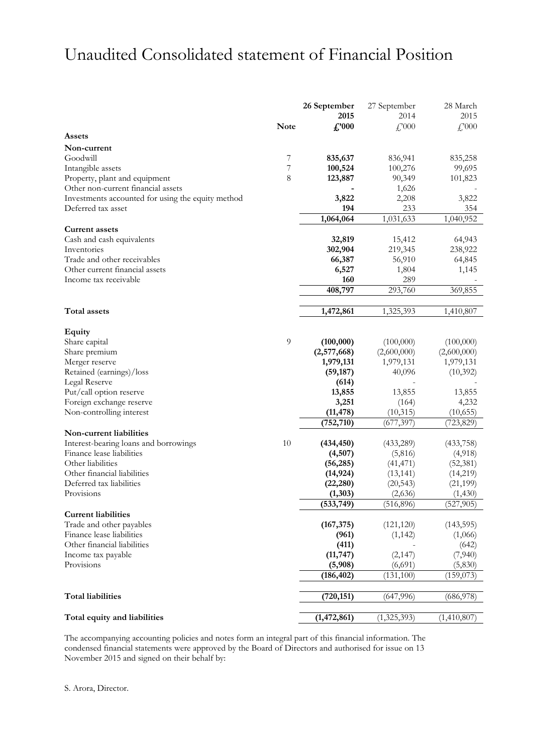# Unaudited Consolidated statement of Financial Position

| | Note | 26 September 2015 £'000 | 27 September 2014 £'000 | 28 March 2015 £'000 |
|---|---|---|---|---|
| **Assets** | | | | |
| **Non-current** | | | | |
| Goodwill | 7 | **835,637** | 836,941 | 835,258 |
| Intangible assets | 7 | **100,524** | 100,276 | 99,695 |
| Property, plant and equipment | 8 | **123,887** | 90,349 | 101,823 |
| Other non-current financial assets | | **-** | 1,626 | - |
| Investments accounted for using the equity method | | **3,822** | 2,208 | 3,822 |
| Deferred tax asset | | **194** | 233 | 354 |
| | | **1,064,064** | 1,031,633 | 1,040,952 |
| **Current assets** | | | | |
| Cash and cash equivalents | | **32,819** | 15,412 | 64,943 |
| Inventories | | **302,904** | 219,345 | 238,922 |
| Trade and other receivables | | **66,387** | 56,910 | 64,845 |
| Other current financial assets | | **6,527** | 1,804 | 1,145 |
| Income tax receivable | | **160** | 289 | - |
| | | **408,797** | 293,760 | 369,855 |
| **Total assets** | | **1,472,861** | 1,325,393 | 1,410,807 |
| **Equity** | | | | |
| Share capital | 9 | **(100,000)** | (100,000) | (100,000) |
| Share premium | | **(2,577,668)** | (2,600,000) | (2,600,000) |
| Merger reserve | | **1,979,131** | 1,979,131 | 1,979,131 |
| Retained (earnings)/loss | | **(59,187)** | 40,096 | (10,392) |
| Legal Reserve | | **(614)** | - | - |
| Put/call option reserve | | **13,855** | 13,855 | 13,855 |
| Foreign exchange reserve | | **3,251** | (164) | 4,232 |
| Non-controlling interest | | **(11,478)** | (10,315) | (10,655) |
| | | **(752,710)** | (677,397) | (723,829) |
| **Non-current liabilities** | | | | |
| Interest-bearing loans and borrowings | 10 | **(434,450)** | (433,289) | (433,758) |
| Finance lease liabilities | | **(4,507)** | (5,816) | (4,918) |
| Other liabilities | | **(56,285)** | (41,471) | (52,381) |
| Other financial liabilities | | **(14,924)** | (13,141) | (14,219) |
| Deferred tax liabilities | | **(22,280)** | (20,543) | (21,199) |
| Provisions | | **(1,303)** | (2,636) | (1,430) |
| | | **(533,749)** | (516,896) | (527,905) |
| **Current liabilities** | | | | |
| Trade and other payables | | **(167,375)** | (121,120) | (143,595) |
| Finance lease liabilities | | **(961)** | (1,142) | (1,066) |
| Other financial liabilities | | **(411)** | - | (642) |
| Income tax payable | | **(11,747)** | (2,147) | (7,940) |
| Provisions | | **(5,908)** | (6,691) | (5,830) |
| | | **(186,402)** | (131,100) | (159,073) |
| **Total liabilities** | | **(720,151)** | (647,996) | (686,978) |
| **Total equity and liabilities** | | **(1,472,861)** | (1,325,393) | (1,410,807) |

The accompanying accounting policies and notes form an integral part of this financial information. The condensed financial statements were approved by the Board of Directors and authorised for issue on 13 November 2015 and signed on their behalf by:

S. Arora, Director.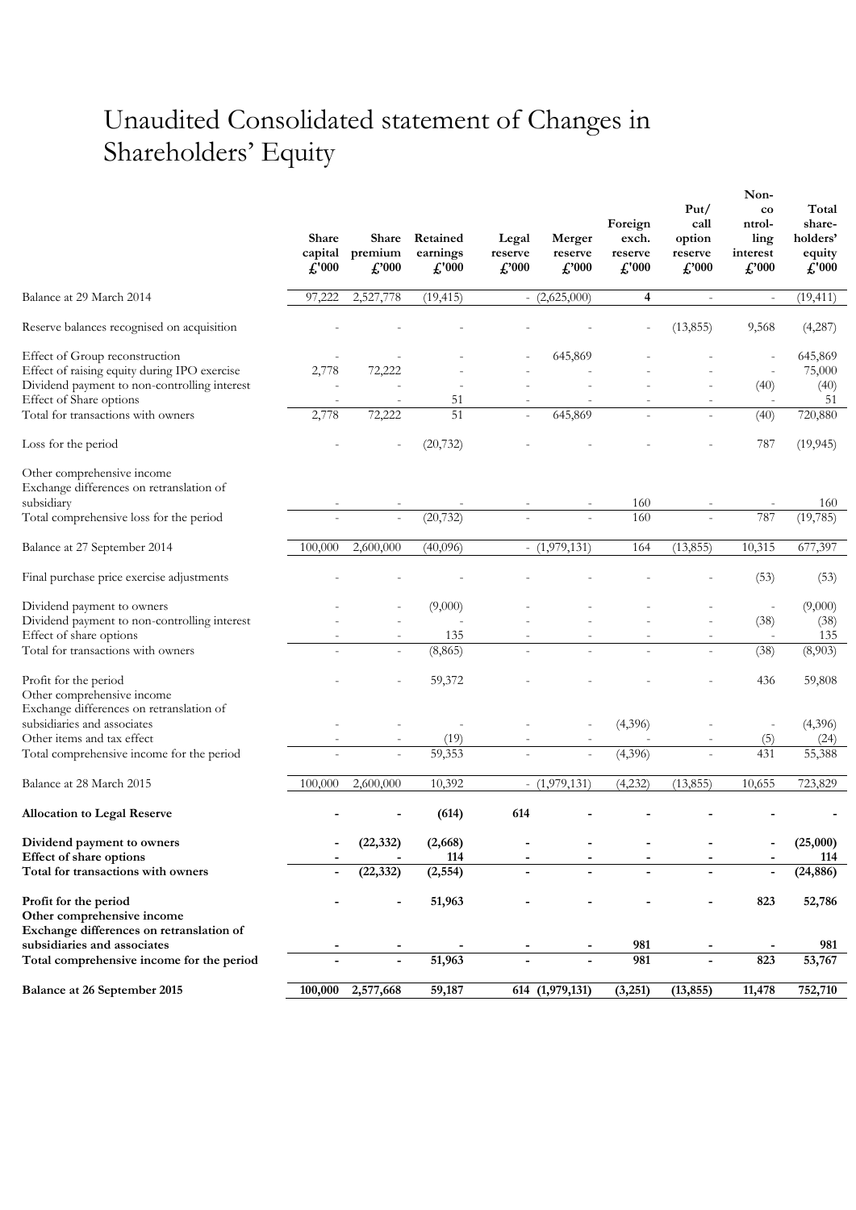# Unaudited Consolidated statement of Changes in Shareholders' Equity

| | Share capital £'000 | Share premium £'000 | Retained earnings £'000 | Legal reserve £'000 | Merger reserve £'000 | Foreign exch. reserve £'000 | Put/ call option reserve £'000 | Non-controlling interest £'000 | Total share-holders' equity £'000 |
|---|---|---|---|---|---|---|---|---|---|
| Balance at 29 March 2014 | 97,222 | 2,527,778 | (19,415) | - | (2,625,000) | 4 | - | - | (19,411) |
| Reserve balances recognised on acquisition | - | - | - | - | - | - | (13,855) | 9,568 | (4,287) |
| Effect of Group reconstruction | - | - | - | - | 645,869 | - | - | - | 645,869 |
| Effect of raising equity during IPO exercise | 2,778 | 72,222 | - | - | - | - | - | - | 75,000 |
| Dividend payment to non-controlling interest | - | - | - | - | - | - | - | (40) | (40) |
| Effect of Share options | - | - | 51 | - | - | - | - | - | 51 |
| Total for transactions with owners | 2,778 | 72,222 | 51 | - | 645,869 | - | - | (40) | 720,880 |
| Loss for the period | - | - | (20,732) | - | - | - | - | 787 | (19,945) |
| Other comprehensive income | | | | | | | | | |
| Exchange differences on retranslation of subsidiary | - | - | - | - | - | 160 | - | - | 160 |
| Total comprehensive loss for the period | - | - | (20,732) | - | - | 160 | - | 787 | (19,785) |
| Balance at 27 September 2014 | 100,000 | 2,600,000 | (40,096) | - | (1,979,131) | 164 | (13,855) | 10,315 | 677,397 |
| Final purchase price exercise adjustments | - | - | - | - | - | - | - | (53) | (53) |
| Dividend payment to owners | - | - | (9,000) | - | - | - | - | - | (9,000) |
| Dividend payment to non-controlling interest | - | - | - | - | - | - | - | (38) | (38) |
| Effect of share options | - | - | 135 | - | - | - | - | - | 135 |
| Total for transactions with owners | - | - | (8,865) | - | - | - | - | (38) | (8,903) |
| Profit for the period | - | - | 59,372 | - | - | - | - | 436 | 59,808 |
| Other comprehensive income | | | | | | | | | |
| Exchange differences on retranslation of subsidiaries and associates | - | - | - | - | - | (4,396) | - | - | (4,396) |
| Other items and tax effect | - | - | (19) | - | - | - | - | (5) | (24) |
| Total comprehensive income for the period | - | - | 59,353 | - | - | (4,396) | - | 431 | 55,388 |
| Balance at 28 March 2015 | 100,000 | 2,600,000 | 10,392 | - | (1,979,131) | (4,232) | (13,855) | 10,655 | 723,829 |
| **Allocation to Legal Reserve** | **-** | **-** | **(614)** | **614** | **-** | **-** | **-** | **-** | **-** |
| **Dividend payment to owners** | **-** | **(22,332)** | **(2,668)** | **-** | **-** | **-** | **-** | **-** | **(25,000)** |
| **Effect of share options** | **-** | **-** | **114** | **-** | **-** | **-** | **-** | **-** | **114** |
| **Total for transactions with owners** | **-** | **(22,332)** | **(2,554)** | **-** | **-** | **-** | **-** | **-** | **(24,886)** |
| **Profit for the period** | **-** | **-** | **51,963** | **-** | **-** | **-** | **-** | **823** | **52,786** |
| **Other comprehensive income** | | | | | | | | | |
| **Exchange differences on retranslation of subsidiaries and associates** | **-** | **-** | **-** | **-** | **-** | **981** | **-** | **-** | **981** |
| **Total comprehensive income for the period** | **-** | **-** | **51,963** | **-** | **-** | **981** | **-** | **823** | **53,767** |
| **Balance at 26 September 2015** | **100,000** | **2,577,668** | **59,187** | **614** | **(1,979,131)** | **(3,251)** | **(13,855)** | **11,478** | **752,710** |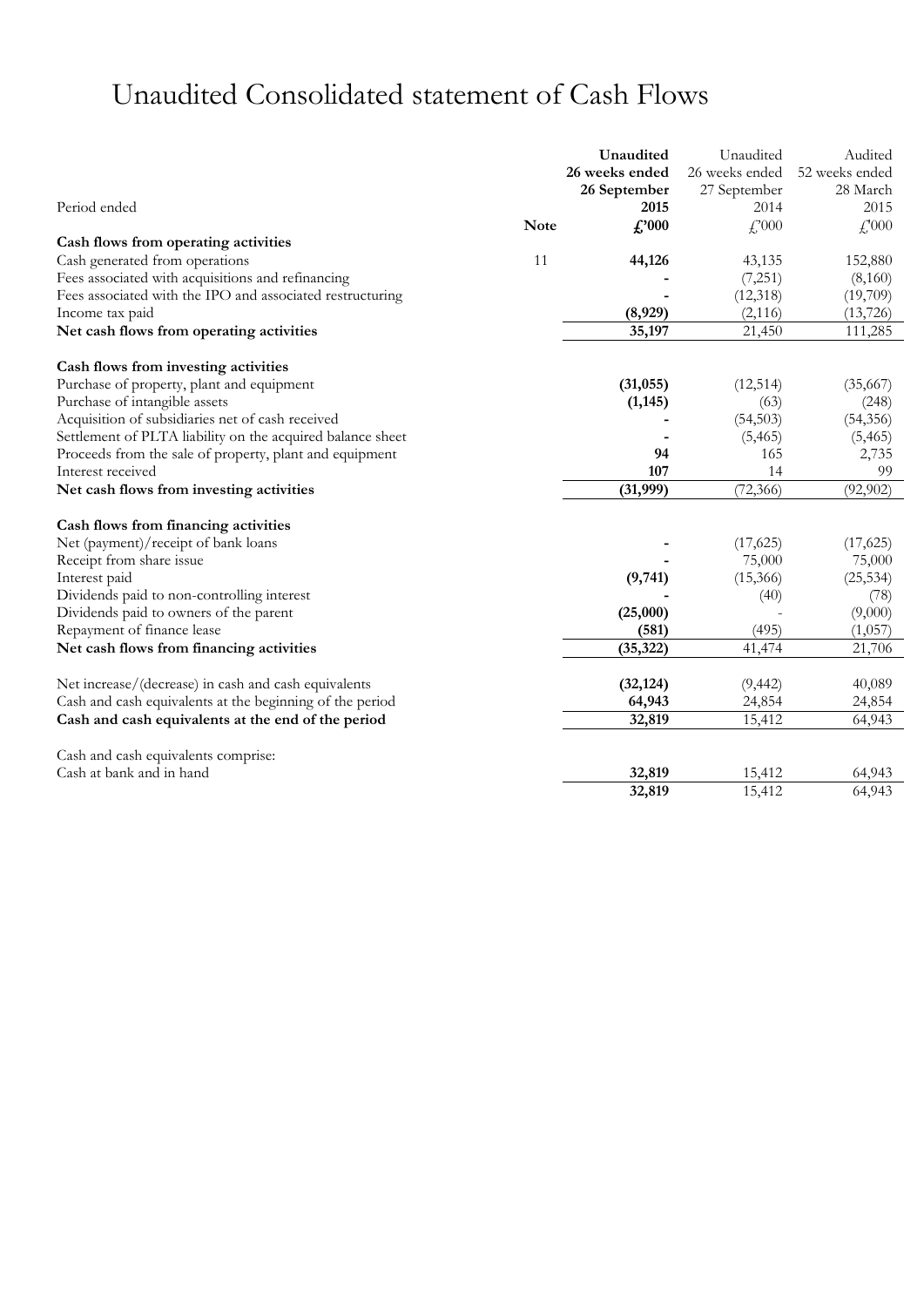# Unaudited Consolidated statement of Cash Flows

| Period ended | Note | **Unaudited 26 weeks ended 26 September 2015 £'000** | Unaudited 26 weeks ended 27 September 2014 £'000 | Audited 52 weeks ended 28 March 2015 £'000 |
|---|---|---|---|---|
| **Cash flows from operating activities** | | | | |
| Cash generated from operations | 11 | **44,126** | 43,135 | 152,880 |
| Fees associated with acquisitions and refinancing | | **-** | (7,251) | (8,160) |
| Fees associated with the IPO and associated restructuring | | **-** | (12,318) | (19,709) |
| Income tax paid | | **(8,929)** | (2,116) | (13,726) |
| **Net cash flows from operating activities** | | **35,197** | 21,450 | 111,285 |
| | | | | |
| **Cash flows from investing activities** | | | | |
| Purchase of property, plant and equipment | | **(31,055)** | (12,514) | (35,667) |
| Purchase of intangible assets | | **(1,145)** | (63) | (248) |
| Acquisition of subsidiaries net of cash received | | **-** | (54,503) | (54,356) |
| Settlement of PLTA liability on the acquired balance sheet | | **-** | (5,465) | (5,465) |
| Proceeds from the sale of property, plant and equipment | | **94** | 165 | 2,735 |
| Interest received | | **107** | 14 | 99 |
| **Net cash flows from investing activities** | | **(31,999)** | (72,366) | (92,902) |
| | | | | |
| **Cash flows from financing activities** | | | | |
| Net (payment)/receipt of bank loans | | **-** | (17,625) | (17,625) |
| Receipt from share issue | | **-** | 75,000 | 75,000 |
| Interest paid | | **(9,741)** | (15,366) | (25,534) |
| Dividends paid to non-controlling interest | | **-** | (40) | (78) |
| Dividends paid to owners of the parent | | **(25,000)** | - | (9,000) |
| Repayment of finance lease | | **(581)** | (495) | (1,057) |
| **Net cash flows from financing activities** | | **(35,322)** | 41,474 | 21,706 |
| | | | | |
| Net increase/(decrease) in cash and cash equivalents | | **(32,124)** | (9,442) | 40,089 |
| Cash and cash equivalents at the beginning of the period | | **64,943** | 24,854 | 24,854 |
| **Cash and cash equivalents at the end of the period** | | **32,819** | 15,412 | 64,943 |
| | | | | |
| Cash and cash equivalents comprise: | | | | |
| Cash at bank and in hand | | **32,819** | 15,412 | 64,943 |
| | | **32,819** | 15,412 | 64,943 |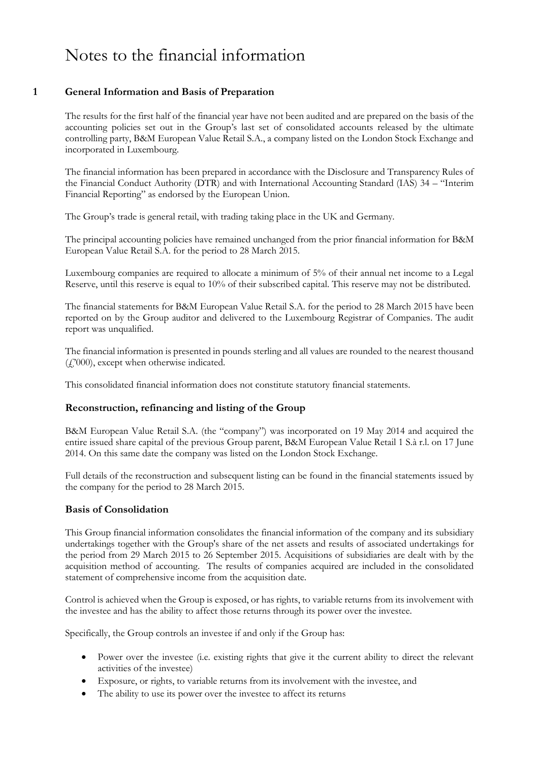# Notes to the financial information

## 1 General Information and Basis of Preparation

The results for the first half of the financial year have not been audited and are prepared on the basis of the accounting policies set out in the Group's last set of consolidated accounts released by the ultimate controlling party, B&M European Value Retail S.A., a company listed on the London Stock Exchange and incorporated in Luxembourg.

The financial information has been prepared in accordance with the Disclosure and Transparency Rules of the Financial Conduct Authority (DTR) and with International Accounting Standard (IAS) 34 – "Interim Financial Reporting" as endorsed by the European Union.

The Group's trade is general retail, with trading taking place in the UK and Germany.

The principal accounting policies have remained unchanged from the prior financial information for B&M European Value Retail S.A. for the period to 28 March 2015.

Luxembourg companies are required to allocate a minimum of 5% of their annual net income to a Legal Reserve, until this reserve is equal to 10% of their subscribed capital. This reserve may not be distributed.

The financial statements for B&M European Value Retail S.A. for the period to 28 March 2015 have been reported on by the Group auditor and delivered to the Luxembourg Registrar of Companies. The audit report was unqualified.

The financial information is presented in pounds sterling and all values are rounded to the nearest thousand (£'000), except when otherwise indicated.

This consolidated financial information does not constitute statutory financial statements.

### Reconstruction, refinancing and listing of the Group

B&M European Value Retail S.A. (the "company") was incorporated on 19 May 2014 and acquired the entire issued share capital of the previous Group parent, B&M European Value Retail 1 S.à r.l. on 17 June 2014. On this same date the company was listed on the London Stock Exchange.

Full details of the reconstruction and subsequent listing can be found in the financial statements issued by the company for the period to 28 March 2015.

### Basis of Consolidation

This Group financial information consolidates the financial information of the company and its subsidiary undertakings together with the Group's share of the net assets and results of associated undertakings for the period from 29 March 2015 to 26 September 2015. Acquisitions of subsidiaries are dealt with by the acquisition method of accounting. The results of companies acquired are included in the consolidated statement of comprehensive income from the acquisition date.

Control is achieved when the Group is exposed, or has rights, to variable returns from its involvement with the investee and has the ability to affect those returns through its power over the investee.

Specifically, the Group controls an investee if and only if the Group has:

- Power over the investee (i.e. existing rights that give it the current ability to direct the relevant activities of the investee)
- Exposure, or rights, to variable returns from its involvement with the investee, and
- The ability to use its power over the investee to affect its returns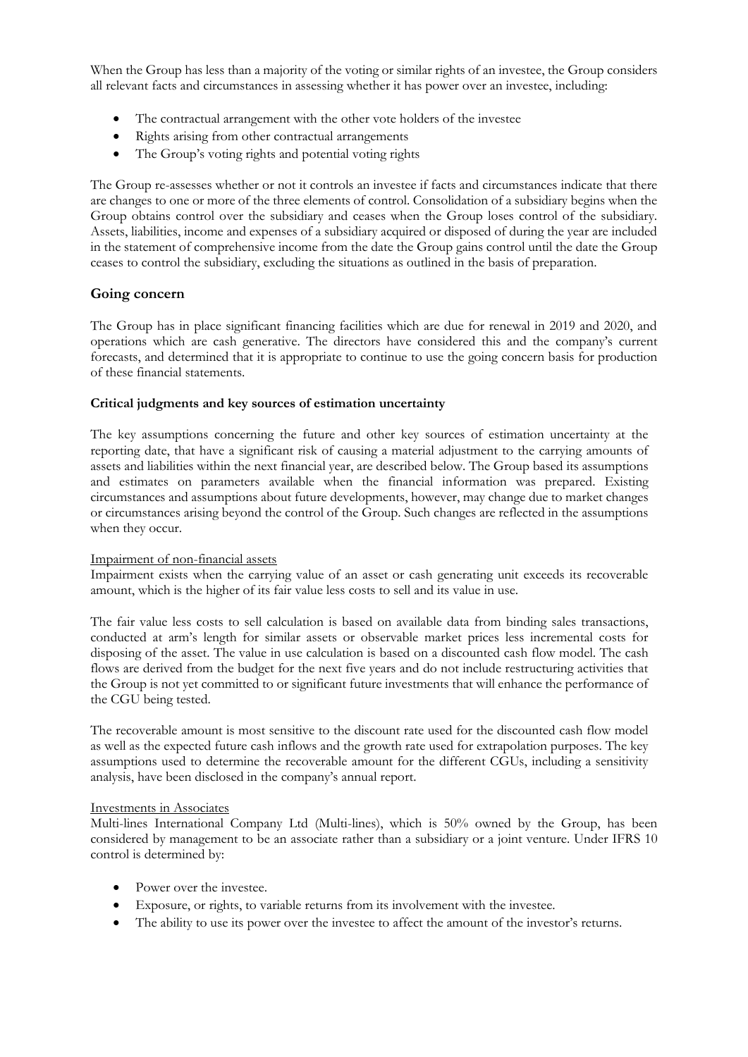When the Group has less than a majority of the voting or similar rights of an investee, the Group considers all relevant facts and circumstances in assessing whether it has power over an investee, including:

- The contractual arrangement with the other vote holders of the investee
- Rights arising from other contractual arrangements
- The Group's voting rights and potential voting rights

The Group re-assesses whether or not it controls an investee if facts and circumstances indicate that there are changes to one or more of the three elements of control. Consolidation of a subsidiary begins when the Group obtains control over the subsidiary and ceases when the Group loses control of the subsidiary. Assets, liabilities, income and expenses of a subsidiary acquired or disposed of during the year are included in the statement of comprehensive income from the date the Group gains control until the date the Group ceases to control the subsidiary, excluding the situations as outlined in the basis of preparation.

## Going concern

The Group has in place significant financing facilities which are due for renewal in 2019 and 2020, and operations which are cash generative. The directors have considered this and the company's current forecasts, and determined that it is appropriate to continue to use the going concern basis for production of these financial statements.

### Critical judgments and key sources of estimation uncertainty

The key assumptions concerning the future and other key sources of estimation uncertainty at the reporting date, that have a significant risk of causing a material adjustment to the carrying amounts of assets and liabilities within the next financial year, are described below. The Group based its assumptions and estimates on parameters available when the financial information was prepared. Existing circumstances and assumptions about future developments, however, may change due to market changes or circumstances arising beyond the control of the Group. Such changes are reflected in the assumptions when they occur.

Impairment of non-financial assets

Impairment exists when the carrying value of an asset or cash generating unit exceeds its recoverable amount, which is the higher of its fair value less costs to sell and its value in use.

The fair value less costs to sell calculation is based on available data from binding sales transactions, conducted at arm's length for similar assets or observable market prices less incremental costs for disposing of the asset. The value in use calculation is based on a discounted cash flow model. The cash flows are derived from the budget for the next five years and do not include restructuring activities that the Group is not yet committed to or significant future investments that will enhance the performance of the CGU being tested.

The recoverable amount is most sensitive to the discount rate used for the discounted cash flow model as well as the expected future cash inflows and the growth rate used for extrapolation purposes. The key assumptions used to determine the recoverable amount for the different CGUs, including a sensitivity analysis, have been disclosed in the company's annual report.

Investments in Associates

Multi-lines International Company Ltd (Multi-lines), which is 50% owned by the Group, has been considered by management to be an associate rather than a subsidiary or a joint venture. Under IFRS 10 control is determined by:

- Power over the investee.
- Exposure, or rights, to variable returns from its involvement with the investee.
- The ability to use its power over the investee to affect the amount of the investor's returns.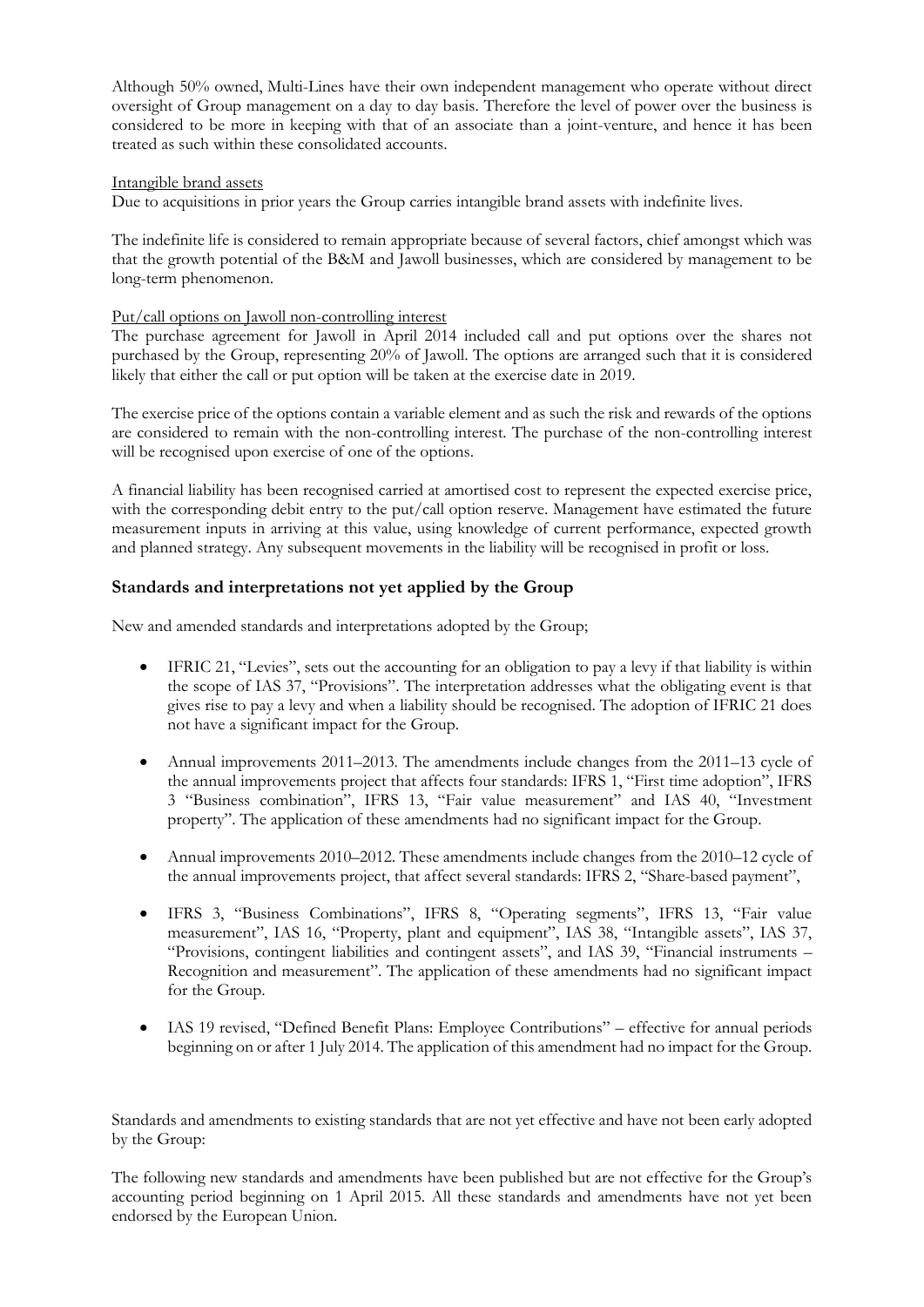Although 50% owned, Multi-Lines have their own independent management who operate without direct oversight of Group management on a day to day basis. Therefore the level of power over the business is considered to be more in keeping with that of an associate than a joint-venture, and hence it has been treated as such within these consolidated accounts.

Intangible brand assets

Due to acquisitions in prior years the Group carries intangible brand assets with indefinite lives.

The indefinite life is considered to remain appropriate because of several factors, chief amongst which was that the growth potential of the B&M and Jawoll businesses, which are considered by management to be long-term phenomenon.

Put/call options on Jawoll non-controlling interest

The purchase agreement for Jawoll in April 2014 included call and put options over the shares not purchased by the Group, representing 20% of Jawoll. The options are arranged such that it is considered likely that either the call or put option will be taken at the exercise date in 2019.

The exercise price of the options contain a variable element and as such the risk and rewards of the options are considered to remain with the non-controlling interest. The purchase of the non-controlling interest will be recognised upon exercise of one of the options.

A financial liability has been recognised carried at amortised cost to represent the expected exercise price, with the corresponding debit entry to the put/call option reserve. Management have estimated the future measurement inputs in arriving at this value, using knowledge of current performance, expected growth and planned strategy. Any subsequent movements in the liability will be recognised in profit or loss.

## Standards and interpretations not yet applied by the Group

New and amended standards and interpretations adopted by the Group;

- IFRIC 21, "Levies", sets out the accounting for an obligation to pay a levy if that liability is within the scope of IAS 37, "Provisions". The interpretation addresses what the obligating event is that gives rise to pay a levy and when a liability should be recognised. The adoption of IFRIC 21 does not have a significant impact for the Group.

- Annual improvements 2011–2013. The amendments include changes from the 2011–13 cycle of the annual improvements project that affects four standards: IFRS 1, "First time adoption", IFRS 3 "Business combination", IFRS 13, "Fair value measurement" and IAS 40, "Investment property". The application of these amendments had no significant impact for the Group.

- Annual improvements 2010–2012. These amendments include changes from the 2010–12 cycle of the annual improvements project, that affect several standards: IFRS 2, "Share-based payment",

- IFRS 3, "Business Combinations", IFRS 8, "Operating segments", IFRS 13, "Fair value measurement", IAS 16, "Property, plant and equipment", IAS 38, "Intangible assets", IAS 37, "Provisions, contingent liabilities and contingent assets", and IAS 39, "Financial instruments – Recognition and measurement". The application of these amendments had no significant impact for the Group.

- IAS 19 revised, "Defined Benefit Plans: Employee Contributions" – effective for annual periods beginning on or after 1 July 2014. The application of this amendment had no impact for the Group.

Standards and amendments to existing standards that are not yet effective and have not been early adopted by the Group:

The following new standards and amendments have been published but are not effective for the Group's accounting period beginning on 1 April 2015. All these standards and amendments have not yet been endorsed by the European Union.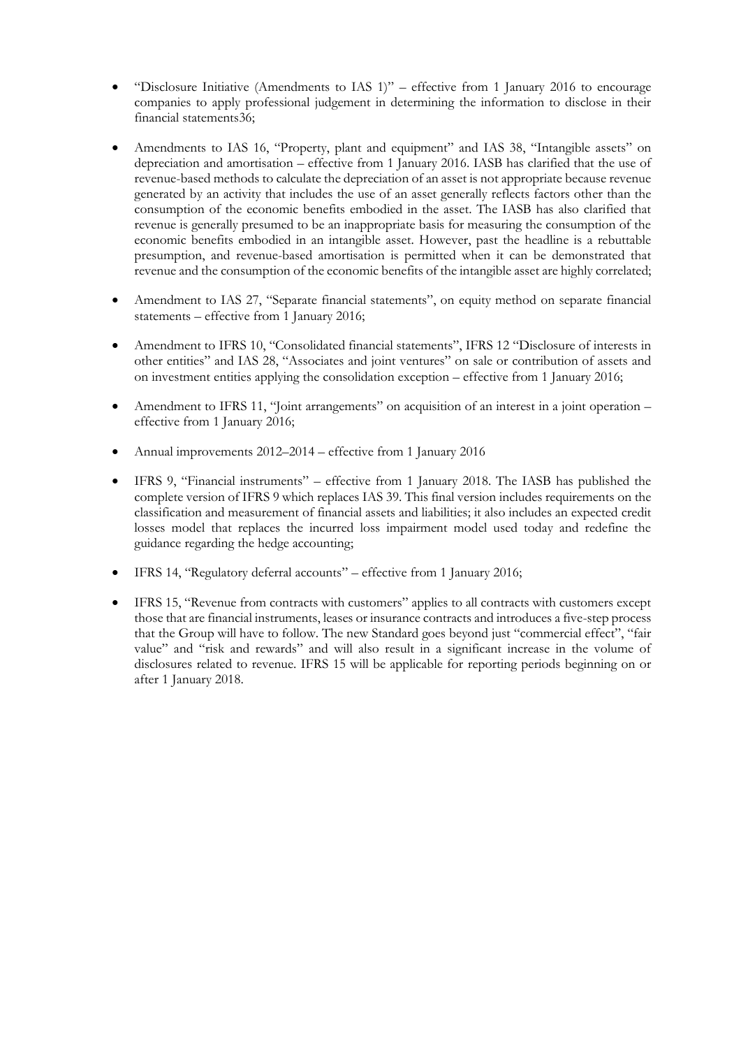- "Disclosure Initiative (Amendments to IAS 1)" – effective from 1 January 2016 to encourage companies to apply professional judgement in determining the information to disclose in their financial statements36;

- Amendments to IAS 16, "Property, plant and equipment" and IAS 38, "Intangible assets" on depreciation and amortisation – effective from 1 January 2016. IASB has clarified that the use of revenue-based methods to calculate the depreciation of an asset is not appropriate because revenue generated by an activity that includes the use of an asset generally reflects factors other than the consumption of the economic benefits embodied in the asset. The IASB has also clarified that revenue is generally presumed to be an inappropriate basis for measuring the consumption of the economic benefits embodied in an intangible asset. However, past the headline is a rebuttable presumption, and revenue-based amortisation is permitted when it can be demonstrated that revenue and the consumption of the economic benefits of the intangible asset are highly correlated;

- Amendment to IAS 27, "Separate financial statements", on equity method on separate financial statements – effective from 1 January 2016;

- Amendment to IFRS 10, "Consolidated financial statements", IFRS 12 "Disclosure of interests in other entities" and IAS 28, "Associates and joint ventures" on sale or contribution of assets and on investment entities applying the consolidation exception – effective from 1 January 2016;

- Amendment to IFRS 11, "Joint arrangements" on acquisition of an interest in a joint operation – effective from 1 January 2016;

- Annual improvements 2012–2014 – effective from 1 January 2016

- IFRS 9, "Financial instruments" – effective from 1 January 2018. The IASB has published the complete version of IFRS 9 which replaces IAS 39. This final version includes requirements on the classification and measurement of financial assets and liabilities; it also includes an expected credit losses model that replaces the incurred loss impairment model used today and redefine the guidance regarding the hedge accounting;

- IFRS 14, "Regulatory deferral accounts" – effective from 1 January 2016;

- IFRS 15, "Revenue from contracts with customers" applies to all contracts with customers except those that are financial instruments, leases or insurance contracts and introduces a five-step process that the Group will have to follow. The new Standard goes beyond just "commercial effect", "fair value" and "risk and rewards" and will also result in a significant increase in the volume of disclosures related to revenue. IFRS 15 will be applicable for reporting periods beginning on or after 1 January 2018.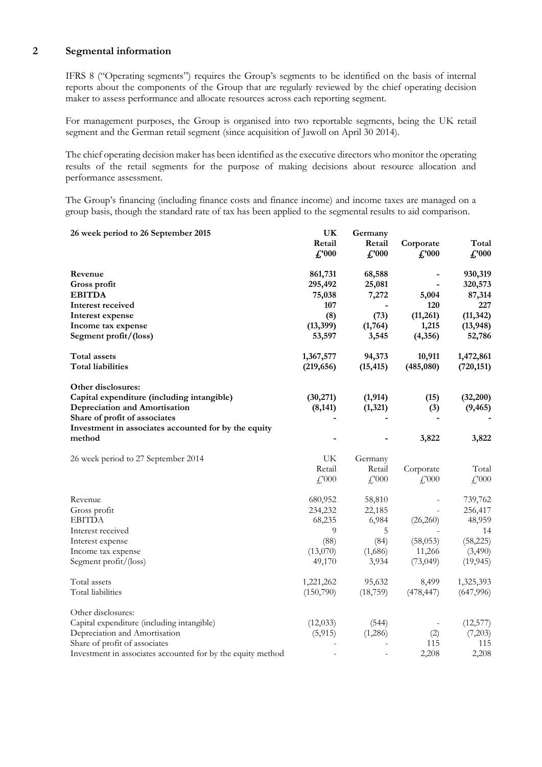## 2 Segmental information

IFRS 8 ("Operating segments") requires the Group's segments to be identified on the basis of internal reports about the components of the Group that are regularly reviewed by the chief operating decision maker to assess performance and allocate resources across each reporting segment.

For management purposes, the Group is organised into two reportable segments, being the UK retail segment and the German retail segment (since acquisition of Jawoll on April 30 2014).

The chief operating decision maker has been identified as the executive directors who monitor the operating results of the retail segments for the purpose of making decisions about resource allocation and performance assessment.

The Group's financing (including finance costs and finance income) and income taxes are managed on a group basis, though the standard rate of tax has been applied to the segmental results to aid comparison.

| **26 week period to 26 September 2015** | **UK Retail £'000** | **Germany Retail £'000** | **Corporate £'000** | **Total £'000** |
|---|---|---|---|---|
| **Revenue** | **861,731** | **68,588** | **-** | **930,319** |
| **Gross profit** | **295,492** | **25,081** | **-** | **320,573** |
| **EBITDA** | **75,038** | **7,272** | **5,004** | **87,314** |
| **Interest received** | **107** | **-** | **120** | **227** |
| **Interest expense** | **(8)** | **(73)** | **(11,261)** | **(11,342)** |
| **Income tax expense** | **(13,399)** | **(1,764)** | **1,215** | **(13,948)** |
| **Segment profit/(loss)** | **53,597** | **3,545** | **(4,356)** | **52,786** |
| | | | | |
| **Total assets** | **1,367,577** | **94,373** | **10,911** | **1,472,861** |
| **Total liabilities** | **(219,656)** | **(15,415)** | **(485,080)** | **(720,151)** |
| | | | | |
| **Other disclosures:** | | | | |
| **Capital expenditure (including intangible)** | **(30,271)** | **(1,914)** | **(15)** | **(32,200)** |
| **Depreciation and Amortisation** | **(8,141)** | **(1,321)** | **(3)** | **(9,465)** |
| **Share of profit of associates** | **-** | **-** | **-** | **-** |
| **Investment in associates accounted for by the equity method** | **-** | **-** | **3,822** | **3,822** |

| 26 week period to 27 September 2014 | UK Retail £'000 | Germany Retail £'000 | Corporate £'000 | Total £'000 |
|---|---|---|---|---|
| Revenue | 680,952 | 58,810 | - | 739,762 |
| Gross profit | 234,232 | 22,185 | - | 256,417 |
| EBITDA | 68,235 | 6,984 | (26,260) | 48,959 |
| Interest received | 9 | 5 | - | 14 |
| Interest expense | (88) | (84) | (58,053) | (58,225) |
| Income tax expense | (13,070) | (1,686) | 11,266 | (3,490) |
| Segment profit/(loss) | 49,170 | 3,934 | (73,049) | (19,945) |
| | | | | |
| Total assets | 1,221,262 | 95,632 | 8,499 | 1,325,393 |
| Total liabilities | (150,790) | (18,759) | (478,447) | (647,996) |
| | | | | |
| Other disclosures: | | | | |
| Capital expenditure (including intangible) | (12,033) | (544) | - | (12,577) |
| Depreciation and Amortisation | (5,915) | (1,286) | (2) | (7,203) |
| Share of profit of associates | - | - | 115 | 115 |
| Investment in associates accounted for by the equity method | - | - | 2,208 | 2,208 |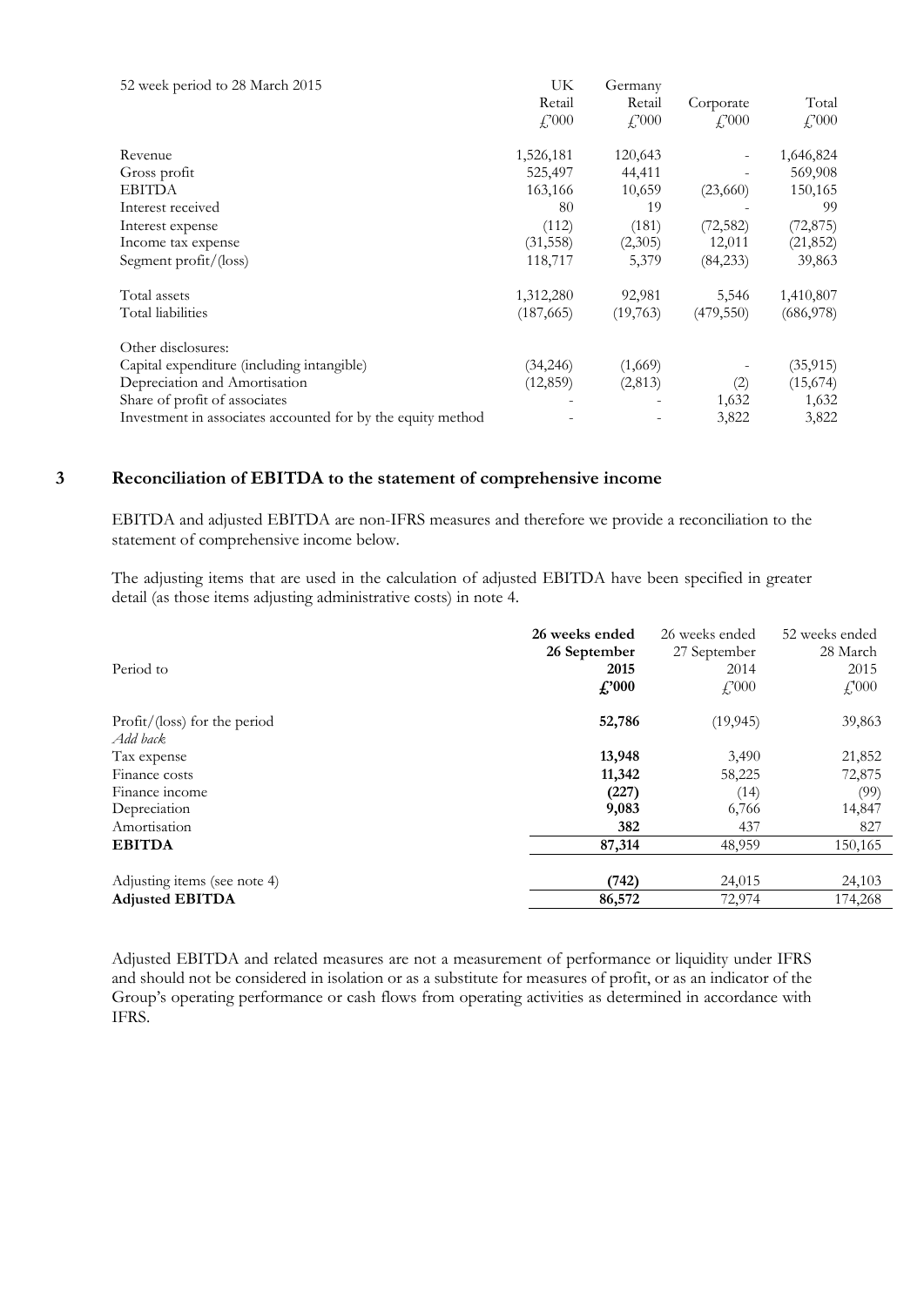| 52 week period to 28 March 2015 | UK Retail £'000 | Germany Retail £'000 | Corporate £'000 | Total £'000 |
|---|---|---|---|---|
| Revenue | 1,526,181 | 120,643 | - | 1,646,824 |
| Gross profit | 525,497 | 44,411 | - | 569,908 |
| EBITDA | 163,166 | 10,659 | (23,660) | 150,165 |
| Interest received | 80 | 19 | - | 99 |
| Interest expense | (112) | (181) | (72,582) | (72,875) |
| Income tax expense | (31,558) | (2,305) | 12,011 | (21,852) |
| Segment profit/(loss) | 118,717 | 5,379 | (84,233) | 39,863 |
| | | | | |
| Total assets | 1,312,280 | 92,981 | 5,546 | 1,410,807 |
| Total liabilities | (187,665) | (19,763) | (479,550) | (686,978) |
| | | | | |
| Other disclosures: | | | | |
| Capital expenditure (including intangible) | (34,246) | (1,669) | - | (35,915) |
| Depreciation and Amortisation | (12,859) | (2,813) | (2) | (15,674) |
| Share of profit of associates | - | - | 1,632 | 1,632 |
| Investment in associates accounted for by the equity method | - | - | 3,822 | 3,822 |

## 3 Reconciliation of EBITDA to the statement of comprehensive income

EBITDA and adjusted EBITDA are non-IFRS measures and therefore we provide a reconciliation to the statement of comprehensive income below.

The adjusting items that are used in the calculation of adjusted EBITDA have been specified in greater detail (as those items adjusting administrative costs) in note 4.

| Period to | **26 weeks ended 26 September 2015 £'000** | 26 weeks ended 27 September 2014 £'000 | 52 weeks ended 28 March 2015 £'000 |
|---|---|---|---|
| Profit/(loss) for the period | **52,786** | (19,945) | 39,863 |
| *Add back* | | | |
| Tax expense | **13,948** | 3,490 | 21,852 |
| Finance costs | **11,342** | 58,225 | 72,875 |
| Finance income | **(227)** | (14) | (99) |
| Depreciation | **9,083** | 6,766 | 14,847 |
| Amortisation | **382** | 437 | 827 |
| **EBITDA** | **87,314** | 48,959 | 150,165 |
| | | | |
| Adjusting items (see note 4) | **(742)** | 24,015 | 24,103 |
| **Adjusted EBITDA** | **86,572** | 72,974 | 174,268 |

Adjusted EBITDA and related measures are not a measurement of performance or liquidity under IFRS and should not be considered in isolation or as a substitute for measures of profit, or as an indicator of the Group's operating performance or cash flows from operating activities as determined in accordance with IFRS.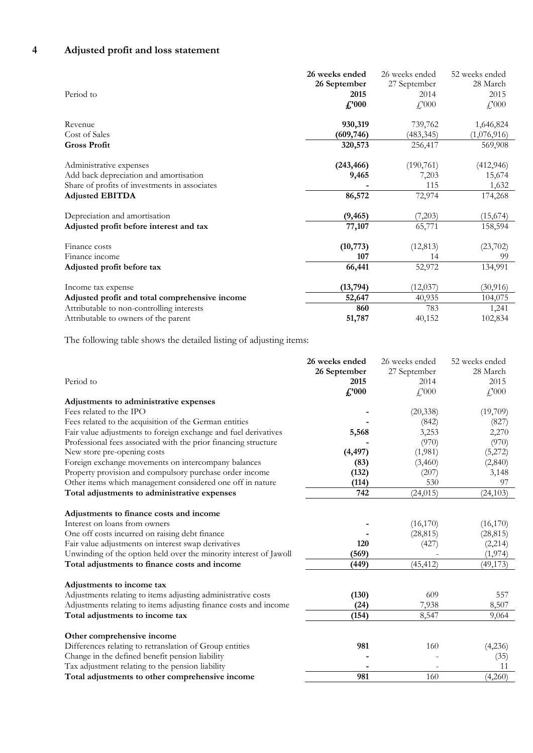## 4 Adjusted profit and loss statement

| Period to | 26 weeks ended 26 September 2015 £'000 | 26 weeks ended 27 September 2014 £'000 | 52 weeks ended 28 March 2015 £'000 |
|---|---|---|---|
| Revenue | **930,319** | 739,762 | 1,646,824 |
| Cost of Sales | **(609,746)** | (483,345) | (1,076,916) |
| **Gross Profit** | **320,573** | 256,417 | 569,908 |
| | | | |
| Administrative expenses | **(243,466)** | (190,761) | (412,946) |
| Add back depreciation and amortisation | **9,465** | 7,203 | 15,674 |
| Share of profits of investments in associates | **-** | 115 | 1,632 |
| **Adjusted EBITDA** | **86,572** | 72,974 | 174,268 |
| | | | |
| Depreciation and amortisation | **(9,465)** | (7,203) | (15,674) |
| **Adjusted profit before interest and tax** | **77,107** | 65,771 | 158,594 |
| | | | |
| Finance costs | **(10,773)** | (12,813) | (23,702) |
| Finance income | **107** | 14 | 99 |
| **Adjusted profit before tax** | **66,441** | 52,972 | 134,991 |
| | | | |
| Income tax expense | **(13,794)** | (12,037) | (30,916) |
| **Adjusted profit and total comprehensive income** | **52,647** | 40,935 | 104,075 |
| Attributable to non-controlling interests | **860** | 783 | 1,241 |
| Attributable to owners of the parent | **51,787** | 40,152 | 102,834 |

The following table shows the detailed listing of adjusting items:

| Period to | 26 weeks ended 26 September 2015 £'000 | 26 weeks ended 27 September 2014 £'000 | 52 weeks ended 28 March 2015 £'000 |
|---|---|---|---|
| **Adjustments to administrative expenses** | | | |
| Fees related to the IPO | **-** | (20,338) | (19,709) |
| Fees related to the acquisition of the German entities | **-** | (842) | (827) |
| Fair value adjustments to foreign exchange and fuel derivatives | **5,568** | 3,253 | 2,270 |
| Professional fees associated with the prior financing structure | **-** | (970) | (970) |
| New store pre-opening costs | **(4,497)** | (1,981) | (5,272) |
| Foreign exchange movements on intercompany balances | **(83)** | (3,460) | (2,840) |
| Property provision and compulsory purchase order income | **(132)** | (207) | 3,148 |
| Other items which management considered one off in nature | **(114)** | 530 | 97 |
| **Total adjustments to administrative expenses** | **742** | (24,015) | (24,103) |
| | | | |
| **Adjustments to finance costs and income** | | | |
| Interest on loans from owners | **-** | (16,170) | (16,170) |
| One off costs incurred on raising debt finance | **-** | (28,815) | (28,815) |
| Fair value adjustments on interest swap derivatives | **120** | (427) | (2,214) |
| Unwinding of the option held over the minority interest of Jawoll | **(569)** | - | (1,974) |
| **Total adjustments to finance costs and income** | **(449)** | (45,412) | (49,173) |
| | | | |
| **Adjustments to income tax** | | | |
| Adjustments relating to items adjusting administrative costs | **(130)** | 609 | 557 |
| Adjustments relating to items adjusting finance costs and income | **(24)** | 7,938 | 8,507 |
| **Total adjustments to income tax** | **(154)** | 8,547 | 9,064 |
| | | | |
| **Other comprehensive income** | | | |
| Differences relating to retranslation of Group entities | **981** | 160 | (4,236) |
| Change in the defined benefit pension liability | **-** | - | (35) |
| Tax adjustment relating to the pension liability | **-** | - | 11 |
| **Total adjustments to other comprehensive income** | **981** | 160 | (4,260) |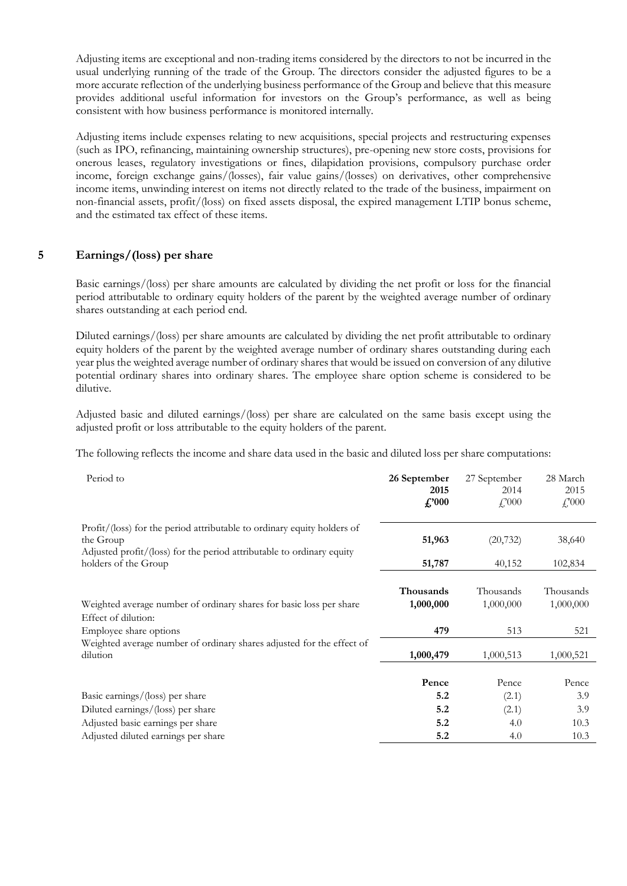Adjusting items are exceptional and non-trading items considered by the directors to not be incurred in the usual underlying running of the trade of the Group. The directors consider the adjusted figures to be a more accurate reflection of the underlying business performance of the Group and believe that this measure provides additional useful information for investors on the Group's performance, as well as being consistent with how business performance is monitored internally.

Adjusting items include expenses relating to new acquisitions, special projects and restructuring expenses (such as IPO, refinancing, maintaining ownership structures), pre-opening new store costs, provisions for onerous leases, regulatory investigations or fines, dilapidation provisions, compulsory purchase order income, foreign exchange gains/(losses), fair value gains/(losses) on derivatives, other comprehensive income items, unwinding interest on items not directly related to the trade of the business, impairment on non-financial assets, profit/(loss) on fixed assets disposal, the expired management LTIP bonus scheme, and the estimated tax effect of these items.

## 5 Earnings/(loss) per share

Basic earnings/(loss) per share amounts are calculated by dividing the net profit or loss for the financial period attributable to ordinary equity holders of the parent by the weighted average number of ordinary shares outstanding at each period end.

Diluted earnings/(loss) per share amounts are calculated by dividing the net profit attributable to ordinary equity holders of the parent by the weighted average number of ordinary shares outstanding during each year plus the weighted average number of ordinary shares that would be issued on conversion of any dilutive potential ordinary shares into ordinary shares. The employee share option scheme is considered to be dilutive.

Adjusted basic and diluted earnings/(loss) per share are calculated on the same basis except using the adjusted profit or loss attributable to the equity holders of the parent.

The following reflects the income and share data used in the basic and diluted loss per share computations:

| Period to | **26 September 2015 £'000** | 27 September 2014 £'000 | 28 March 2015 £'000 |
|---|---|---|---|
| Profit/(loss) for the period attributable to ordinary equity holders of the Group | **51,963** | (20,732) | 38,640 |
| Adjusted profit/(loss) for the period attributable to ordinary equity holders of the Group | **51,787** | 40,152 | 102,834 |
| | **Thousands** | Thousands | Thousands |
| Weighted average number of ordinary shares for basic loss per share | **1,000,000** | 1,000,000 | 1,000,000 |
| Effect of dilution: | | | |
| Employee share options | **479** | 513 | 521 |
| Weighted average number of ordinary shares adjusted for the effect of dilution | **1,000,479** | 1,000,513 | 1,000,521 |
| | **Pence** | Pence | Pence |
| Basic earnings/(loss) per share | **5.2** | (2.1) | 3.9 |
| Diluted earnings/(loss) per share | **5.2** | (2.1) | 3.9 |
| Adjusted basic earnings per share | **5.2** | 4.0 | 10.3 |
| Adjusted diluted earnings per share | **5.2** | 4.0 | 10.3 |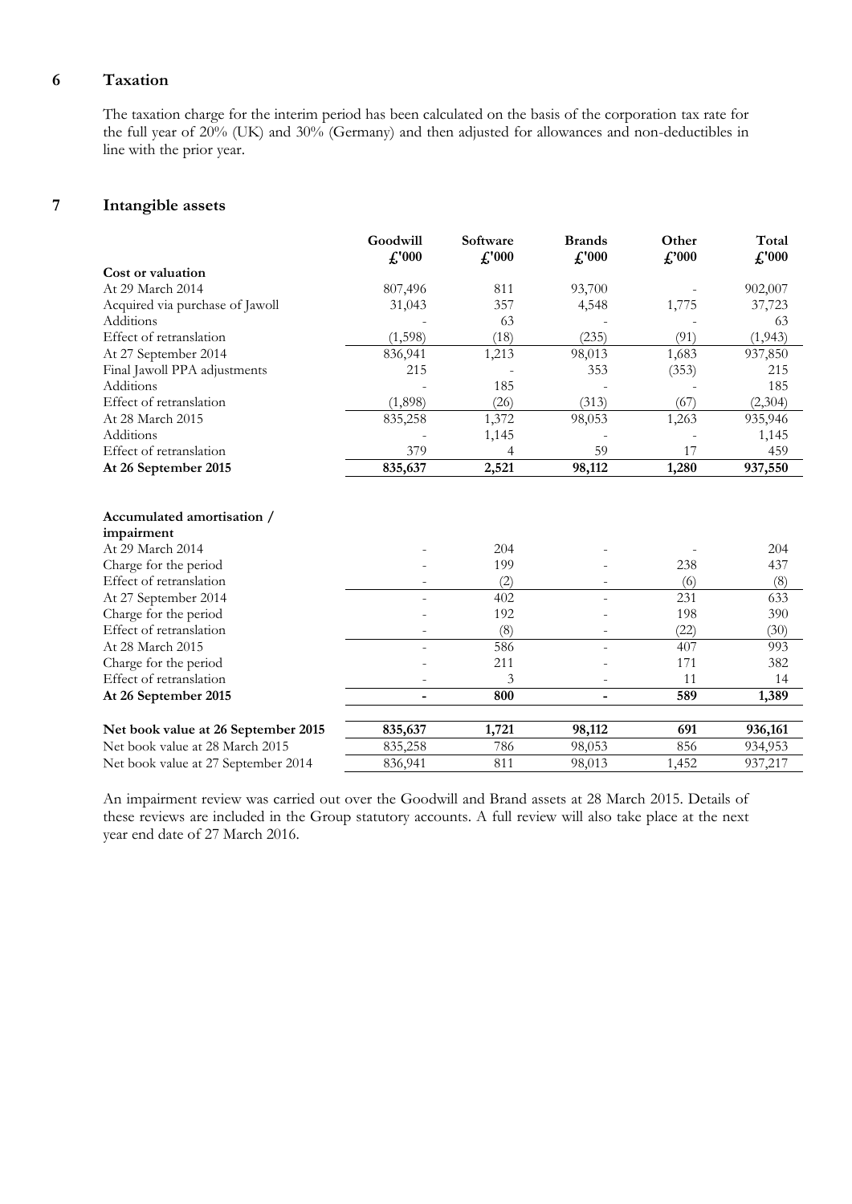## 6 Taxation

The taxation charge for the interim period has been calculated on the basis of the corporation tax rate for the full year of 20% (UK) and 30% (Germany) and then adjusted for allowances and non-deductibles in line with the prior year.

## 7 Intangible assets

| | Goodwill £'000 | Software £'000 | Brands £'000 | Other £'000 | Total £'000 |
|---|---|---|---|---|---|
| **Cost or valuation** | | | | | |
| At 29 March 2014 | 807,496 | 811 | 93,700 | - | 902,007 |
| Acquired via purchase of Jawoll | 31,043 | 357 | 4,548 | 1,775 | 37,723 |
| Additions | - | 63 | - | - | 63 |
| Effect of retranslation | (1,598) | (18) | (235) | (91) | (1,943) |
| At 27 September 2014 | 836,941 | 1,213 | 98,013 | 1,683 | 937,850 |
| Final Jawoll PPA adjustments | 215 | - | 353 | (353) | 215 |
| Additions | - | 185 | - | - | 185 |
| Effect of retranslation | (1,898) | (26) | (313) | (67) | (2,304) |
| At 28 March 2015 | 835,258 | 1,372 | 98,053 | 1,263 | 935,946 |
| Additions | - | 1,145 | - | - | 1,145 |
| Effect of retranslation | 379 | 4 | 59 | 17 | 459 |
| **At 26 September 2015** | **835,637** | **2,521** | **98,112** | **1,280** | **937,550** |
| | | | | | |
| **Accumulated amortisation / impairment** | | | | | |
| At 29 March 2014 | - | 204 | - | - | 204 |
| Charge for the period | - | 199 | - | 238 | 437 |
| Effect of retranslation | - | (2) | - | (6) | (8) |
| At 27 September 2014 | - | 402 | - | 231 | 633 |
| Charge for the period | - | 192 | - | 198 | 390 |
| Effect of retranslation | - | (8) | - | (22) | (30) |
| At 28 March 2015 | - | 586 | - | 407 | 993 |
| Charge for the period | - | 211 | - | 171 | 382 |
| Effect of retranslation | - | 3 | - | 11 | 14 |
| **At 26 September 2015** | **-** | **800** | **-** | **589** | **1,389** |
| | | | | | |
| **Net book value at 26 September 2015** | **835,637** | **1,721** | **98,112** | **691** | **936,161** |
| Net book value at 28 March 2015 | 835,258 | 786 | 98,053 | 856 | 934,953 |
| Net book value at 27 September 2014 | 836,941 | 811 | 98,013 | 1,452 | 937,217 |

An impairment review was carried out over the Goodwill and Brand assets at 28 March 2015. Details of these reviews are included in the Group statutory accounts. A full review will also take place at the next year end date of 27 March 2016.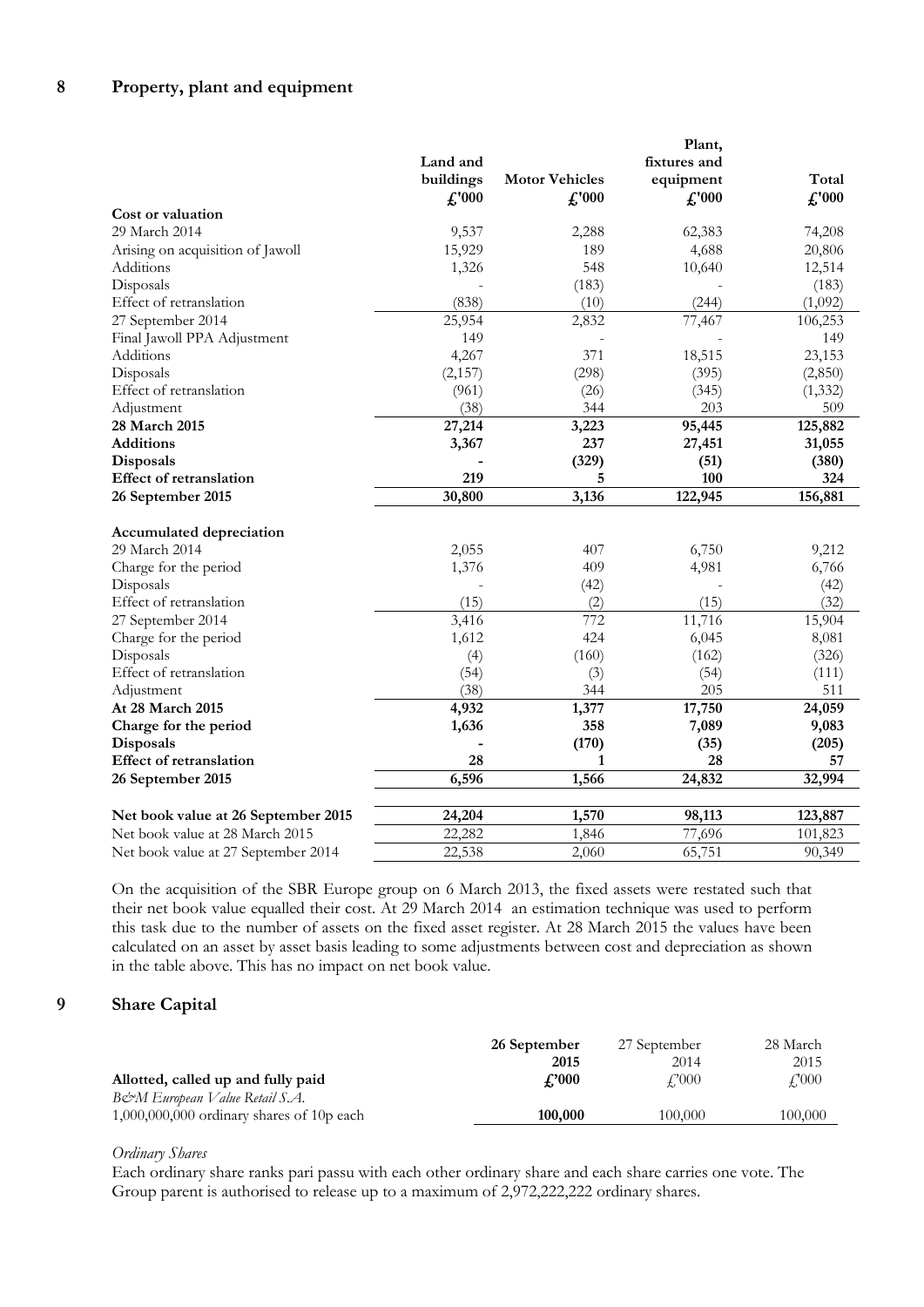## 8 Property, plant and equipment

| | Land and buildings £'000 | Motor Vehicles £'000 | Plant, fixtures and equipment £'000 | Total £'000 |
|---|---|---|---|---|
| **Cost or valuation** | | | | |
| 29 March 2014 | 9,537 | 2,288 | 62,383 | 74,208 |
| Arising on acquisition of Jawoll | 15,929 | 189 | 4,688 | 20,806 |
| Additions | 1,326 | 548 | 10,640 | 12,514 |
| Disposals | - | (183) | - | (183) |
| Effect of retranslation | (838) | (10) | (244) | (1,092) |
| 27 September 2014 | 25,954 | 2,832 | 77,467 | 106,253 |
| Final Jawoll PPA Adjustment | 149 | - | - | 149 |
| Additions | 4,267 | 371 | 18,515 | 23,153 |
| Disposals | (2,157) | (298) | (395) | (2,850) |
| Effect of retranslation | (961) | (26) | (345) | (1,332) |
| Adjustment | (38) | 344 | 203 | 509 |
| **28 March 2015** | **27,214** | **3,223** | **95,445** | **125,882** |
| **Additions** | **3,367** | **237** | **27,451** | **31,055** |
| **Disposals** | **-** | **(329)** | **(51)** | **(380)** |
| **Effect of retranslation** | **219** | **5** | **100** | **324** |
| **26 September 2015** | **30,800** | **3,136** | **122,945** | **156,881** |
| | | | | |
| **Accumulated depreciation** | | | | |
| 29 March 2014 | 2,055 | 407 | 6,750 | 9,212 |
| Charge for the period | 1,376 | 409 | 4,981 | 6,766 |
| Disposals | - | (42) | - | (42) |
| Effect of retranslation | (15) | (2) | (15) | (32) |
| 27 September 2014 | 3,416 | 772 | 11,716 | 15,904 |
| Charge for the period | 1,612 | 424 | 6,045 | 8,081 |
| Disposals | (4) | (160) | (162) | (326) |
| Effect of retranslation | (54) | (3) | (54) | (111) |
| Adjustment | (38) | 344 | 205 | 511 |
| **At 28 March 2015** | **4,932** | **1,377** | **17,750** | **24,059** |
| **Charge for the period** | **1,636** | **358** | **7,089** | **9,083** |
| **Disposals** | **-** | **(170)** | **(35)** | **(205)** |
| **Effect of retranslation** | **28** | **1** | **28** | **57** |
| **26 September 2015** | **6,596** | **1,566** | **24,832** | **32,994** |
| | | | | |
| **Net book value at 26 September 2015** | **24,204** | **1,570** | **98,113** | **123,887** |
| Net book value at 28 March 2015 | 22,282 | 1,846 | 77,696 | 101,823 |
| Net book value at 27 September 2014 | 22,538 | 2,060 | 65,751 | 90,349 |

On the acquisition of the SBR Europe group on 6 March 2013, the fixed assets were restated such that their net book value equalled their cost. At 29 March 2014 an estimation technique was used to perform this task due to the number of assets on the fixed asset register. At 28 March 2015 the values have been calculated on an asset by asset basis leading to some adjustments between cost and depreciation as shown in the table above. This has no impact on net book value.

## 9 Share Capital

| | 26 September 2015 | 27 September 2014 | 28 March 2015 |
|---|---|---|---|
| **Allotted, called up and fully paid** | **£'000** | £'000 | £'000 |
| *B&M European Value Retail S.A.* | | | |
| 1,000,000,000 ordinary shares of 10p each | **100,000** | 100,000 | 100,000 |

*Ordinary Shares*

Each ordinary share ranks pari passu with each other ordinary share and each share carries one vote. The Group parent is authorised to release up to a maximum of 2,972,222,222 ordinary shares.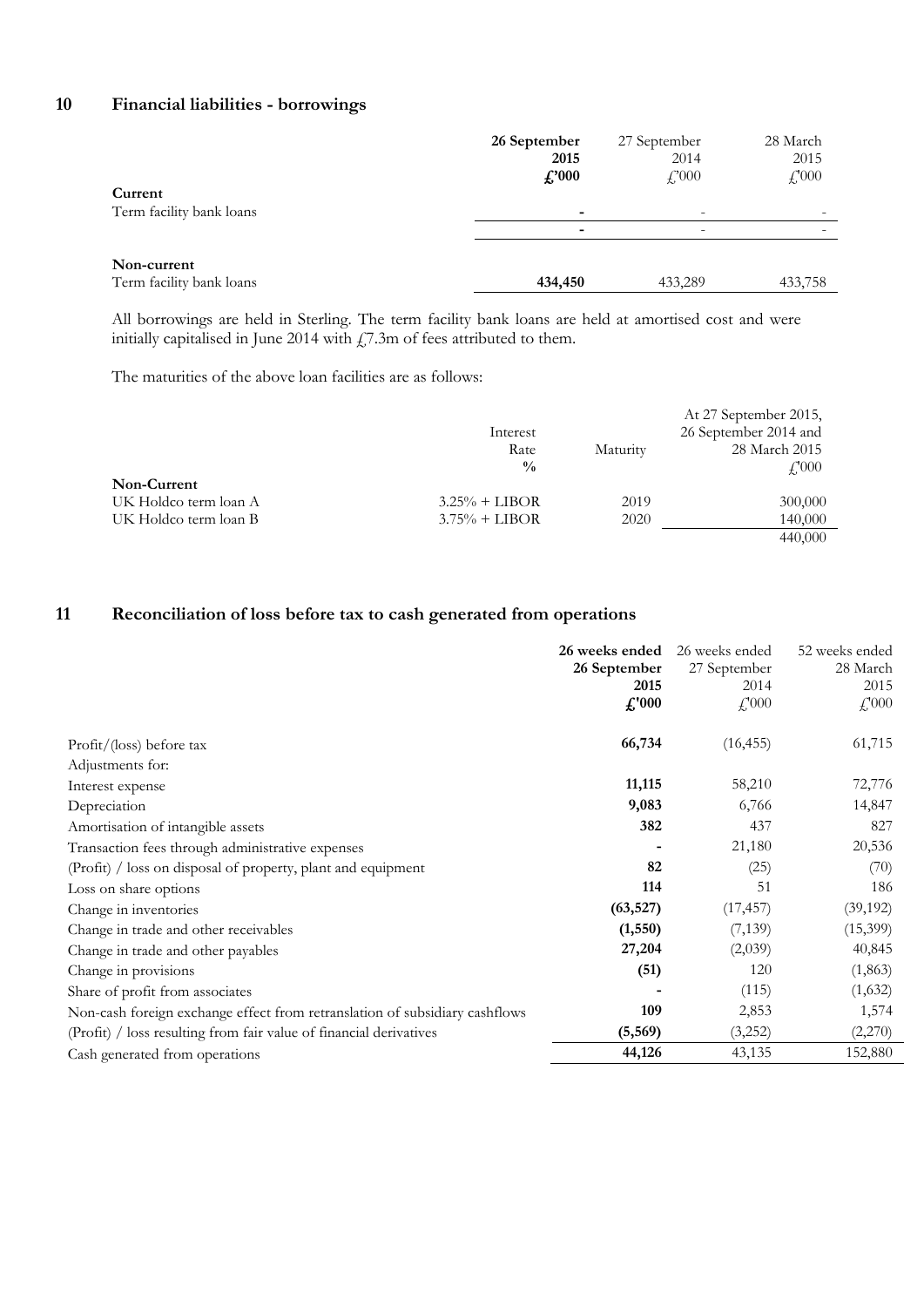## 10 Financial liabilities - borrowings

| | **26 September 2015 £'000** | 27 September 2014 £'000 | 28 March 2015 £'000 |
|---|---|---|---|
| **Current** | | | |
| Term facility bank loans | **-** | - | - |
| | **-** | - | - |
| **Non-current** | | | |
| Term facility bank loans | **434,450** | 433,289 | 433,758 |

All borrowings are held in Sterling. The term facility bank loans are held at amortised cost and were initially capitalised in June 2014 with £7.3m of fees attributed to them.

The maturities of the above loan facilities are as follows:

| | Interest Rate % | Maturity | At 27 September 2015, 26 September 2014 and 28 March 2015 £'000 |
|---|---|---|---|
| **Non-Current** | | | |
| UK Holdco term loan A | 3.25% + LIBOR | 2019 | 300,000 |
| UK Holdco term loan B | 3.75% + LIBOR | 2020 | 140,000 |
| | | | 440,000 |

## 11 Reconciliation of loss before tax to cash generated from operations

| | **26 weeks ended 26 September 2015 £'000** | 26 weeks ended 27 September 2014 £'000 | 52 weeks ended 28 March 2015 £'000 |
|---|---|---|---|
| Profit/(loss) before tax | **66,734** | (16,455) | 61,715 |
| Adjustments for: | | | |
| Interest expense | **11,115** | 58,210 | 72,776 |
| Depreciation | **9,083** | 6,766 | 14,847 |
| Amortisation of intangible assets | **382** | 437 | 827 |
| Transaction fees through administrative expenses | **-** | 21,180 | 20,536 |
| (Profit) / loss on disposal of property, plant and equipment | **82** | (25) | (70) |
| Loss on share options | **114** | 51 | 186 |
| Change in inventories | **(63,527)** | (17,457) | (39,192) |
| Change in trade and other receivables | **(1,550)** | (7,139) | (15,399) |
| Change in trade and other payables | **27,204** | (2,039) | 40,845 |
| Change in provisions | **(51)** | 120 | (1,863) |
| Share of profit from associates | **-** | (115) | (1,632) |
| Non-cash foreign exchange effect from retranslation of subsidiary cashflows | **109** | 2,853 | 1,574 |
| (Profit) / loss resulting from fair value of financial derivatives | **(5,569)** | (3,252) | (2,270) |
| Cash generated from operations | **44,126** | 43,135 | 152,880 |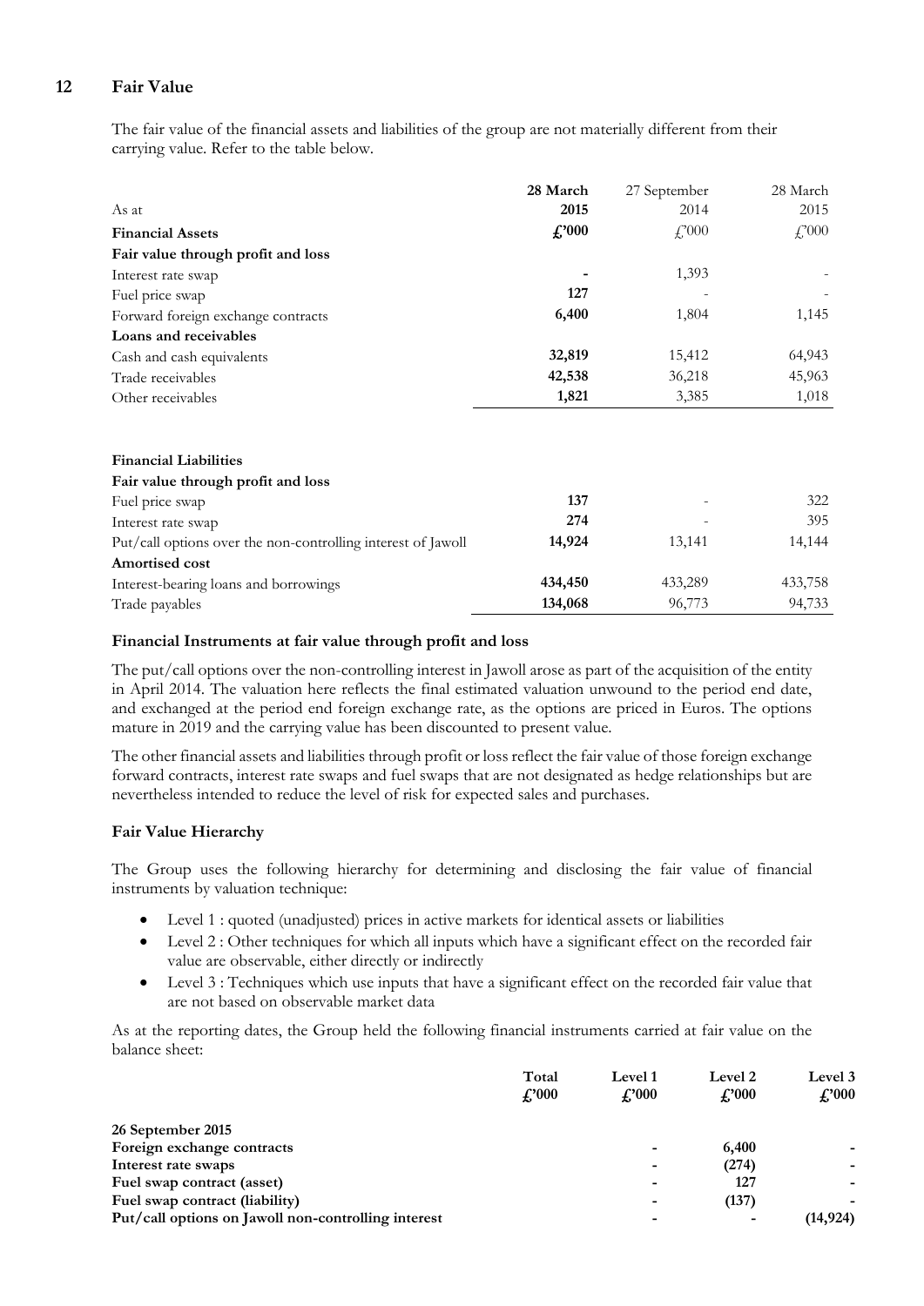## 12 Fair Value

The fair value of the financial assets and liabilities of the group are not materially different from their carrying value. Refer to the table below.

| As at | **28 March 2015** | 27 September 2014 | 28 March 2015 |
|---|---|---|---|
| **Financial Assets** | **£'000** | £'000 | £'000 |
| **Fair value through profit and loss** | | | |
| Interest rate swap | **-** | 1,393 | - |
| Fuel price swap | **127** | - | - |
| Forward foreign exchange contracts | **6,400** | 1,804 | 1,145 |
| **Loans and receivables** | | | |
| Cash and cash equivalents | **32,819** | 15,412 | 64,943 |
| Trade receivables | **42,538** | 36,218 | 45,963 |
| Other receivables | **1,821** | 3,385 | 1,018 |
| | | | |
| **Financial Liabilities** | | | |
| **Fair value through profit and loss** | | | |
| Fuel price swap | **137** | - | 322 |
| Interest rate swap | **274** | - | 395 |
| Put/call options over the non-controlling interest of Jawoll | **14,924** | 13,141 | 14,144 |
| **Amortised cost** | | | |
| Interest-bearing loans and borrowings | **434,450** | 433,289 | 433,758 |
| Trade payables | **134,068** | 96,773 | 94,733 |

### Financial Instruments at fair value through profit and loss

The put/call options over the non-controlling interest in Jawoll arose as part of the acquisition of the entity in April 2014. The valuation here reflects the final estimated valuation unwound to the period end date, and exchanged at the period end foreign exchange rate, as the options are priced in Euros. The options mature in 2019 and the carrying value has been discounted to present value.

The other financial assets and liabilities through profit or loss reflect the fair value of those foreign exchange forward contracts, interest rate swaps and fuel swaps that are not designated as hedge relationships but are nevertheless intended to reduce the level of risk for expected sales and purchases.

### Fair Value Hierarchy

The Group uses the following hierarchy for determining and disclosing the fair value of financial instruments by valuation technique:

- Level 1 : quoted (unadjusted) prices in active markets for identical assets or liabilities
- Level 2 : Other techniques for which all inputs which have a significant effect on the recorded fair value are observable, either directly or indirectly
- Level 3 : Techniques which use inputs that have a significant effect on the recorded fair value that are not based on observable market data

As at the reporting dates, the Group held the following financial instruments carried at fair value on the balance sheet:

| | **Total £'000** | **Level 1 £'000** | **Level 2 £'000** | **Level 3 £'000** |
|---|---|---|---|---|
| **26 September 2015** | | | | |
| **Foreign exchange contracts** | | **-** | **6,400** | **-** |
| **Interest rate swaps** | | **-** | **(274)** | **-** |
| **Fuel swap contract (asset)** | | **-** | **127** | **-** |
| **Fuel swap contract (liability)** | | **-** | **(137)** | **-** |
| **Put/call options on Jawoll non-controlling interest** | | **-** | **-** | **(14,924)** |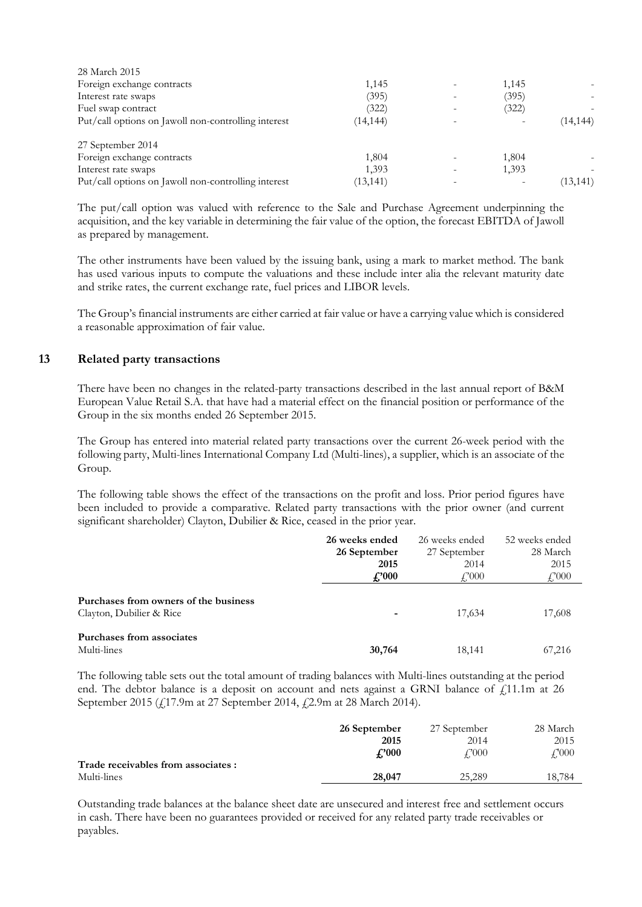| | | | | |
|---|---|---|---|---|
| 28 March 2015 | | | | |
| Foreign exchange contracts | 1,145 | - | 1,145 | - |
| Interest rate swaps | (395) | - | (395) | - |
| Fuel swap contract | (322) | - | (322) | - |
| Put/call options on Jawoll non-controlling interest | (14,144) | - | - | (14,144) |
| 27 September 2014 | | | | |
| Foreign exchange contracts | 1,804 | - | 1,804 | - |
| Interest rate swaps | 1,393 | - | 1,393 | - |
| Put/call options on Jawoll non-controlling interest | (13,141) | - | - | (13,141) |

The put/call option was valued with reference to the Sale and Purchase Agreement underpinning the acquisition, and the key variable in determining the fair value of the option, the forecast EBITDA of Jawoll as prepared by management.

The other instruments have been valued by the issuing bank, using a mark to market method. The bank has used various inputs to compute the valuations and these include inter alia the relevant maturity date and strike rates, the current exchange rate, fuel prices and LIBOR levels.

The Group's financial instruments are either carried at fair value or have a carrying value which is considered a reasonable approximation of fair value.

## 13 Related party transactions

There have been no changes in the related-party transactions described in the last annual report of B&M European Value Retail S.A. that have had a material effect on the financial position or performance of the Group in the six months ended 26 September 2015.

The Group has entered into material related party transactions over the current 26-week period with the following party, Multi-lines International Company Ltd (Multi-lines), a supplier, which is an associate of the Group.

The following table shows the effect of the transactions on the profit and loss. Prior period figures have been included to provide a comparative. Related party transactions with the prior owner (and current significant shareholder) Clayton, Dubilier & Rice, ceased in the prior year.

| | **26 weeks ended 26 September 2015 £'000** | 26 weeks ended 27 September 2014 £'000 | 52 weeks ended 28 March 2015 £'000 |
|---|---|---|---|
| **Purchases from owners of the business** | | | |
| Clayton, Dubilier & Rice | **-** | 17,634 | 17,608 |
| **Purchases from associates** | | | |
| Multi-lines | **30,764** | 18,141 | 67,216 |

The following table sets out the total amount of trading balances with Multi-lines outstanding at the period end. The debtor balance is a deposit on account and nets against a GRNI balance of £11.1m at 26 September 2015 (£17.9m at 27 September 2014, £2.9m at 28 March 2014).

| | **26 September 2015 £'000** | 27 September 2014 £'000 | 28 March 2015 £'000 |
|---|---|---|---|
| **Trade receivables from associates :** | | | |
| Multi-lines | **28,047** | 25,289 | 18,784 |

Outstanding trade balances at the balance sheet date are unsecured and interest free and settlement occurs in cash. There have been no guarantees provided or received for any related party trade receivables or payables.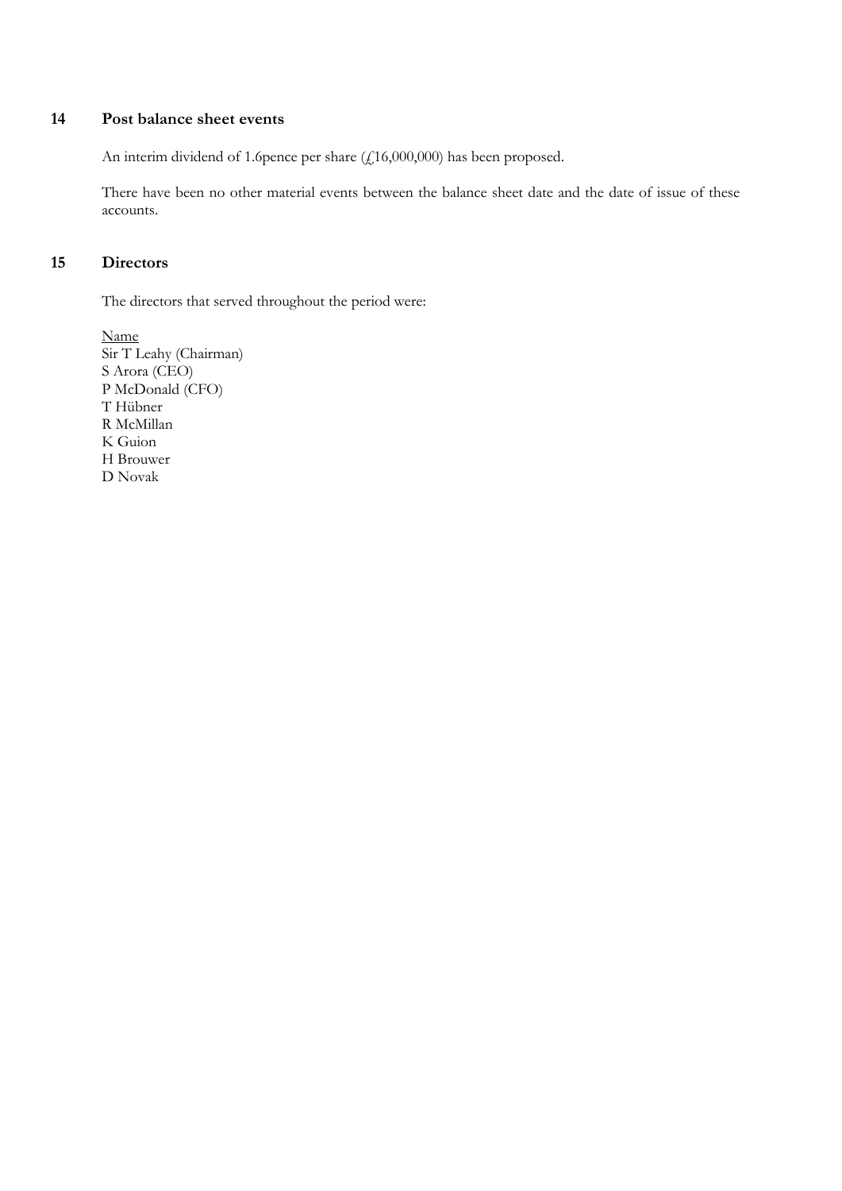## 14 Post balance sheet events

An interim dividend of 1.6pence per share (£16,000,000) has been proposed.

There have been no other material events between the balance sheet date and the date of issue of these accounts.

## 15 Directors

The directors that served throughout the period were:

Name
Sir T Leahy (Chairman)
S Arora (CEO)
P McDonald (CFO)
T Hübner
R McMillan
K Guion
H Brouwer
D Novak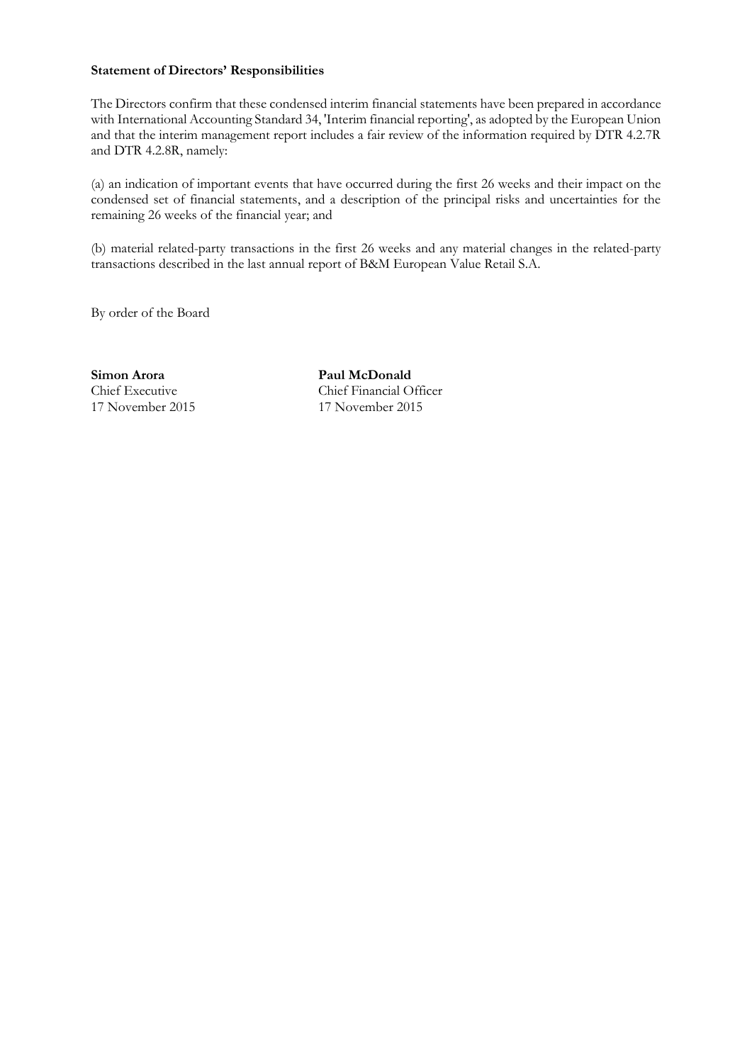**Statement of Directors' Responsibilities**

The Directors confirm that these condensed interim financial statements have been prepared in accordance with International Accounting Standard 34, 'Interim financial reporting', as adopted by the European Union and that the interim management report includes a fair review of the information required by DTR 4.2.7R and DTR 4.2.8R, namely:

(a) an indication of important events that have occurred during the first 26 weeks and their impact on the condensed set of financial statements, and a description of the principal risks and uncertainties for the remaining 26 weeks of the financial year; and

(b) material related-party transactions in the first 26 weeks and any material changes in the related-party transactions described in the last annual report of B&M European Value Retail S.A.

By order of the Board

**Simon Arora**
Chief Executive
17 November 2015

**Paul McDonald**
Chief Financial Officer
17 November 2015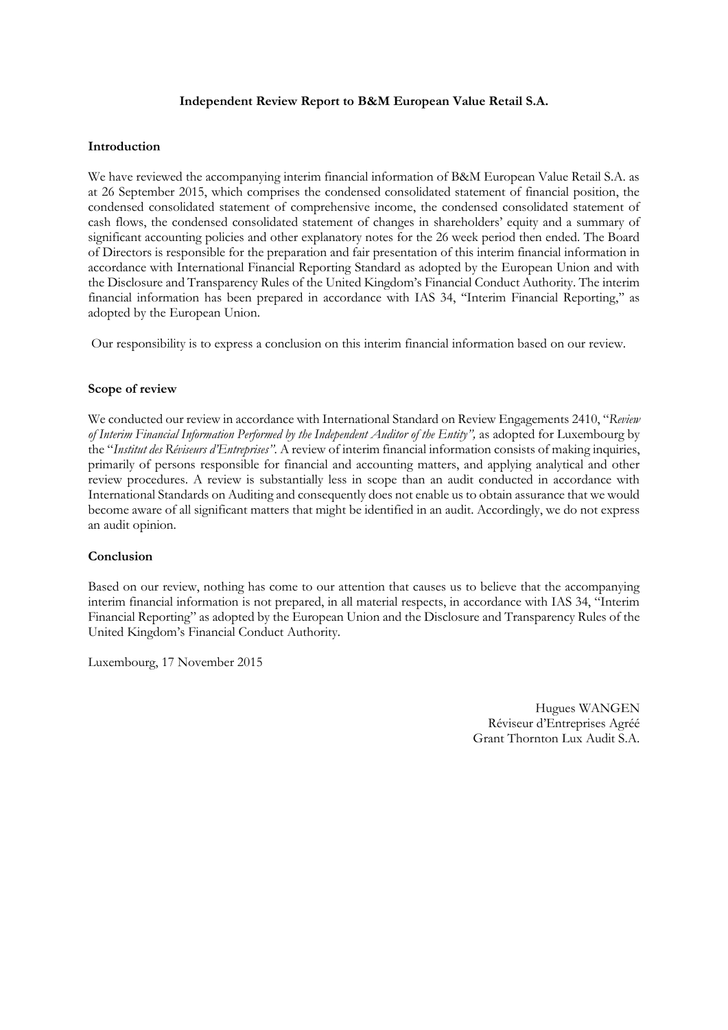# Independent Review Report to B&M European Value Retail S.A.

## Introduction

We have reviewed the accompanying interim financial information of B&M European Value Retail S.A. as at 26 September 2015, which comprises the condensed consolidated statement of financial position, the condensed consolidated statement of comprehensive income, the condensed consolidated statement of cash flows, the condensed consolidated statement of changes in shareholders' equity and a summary of significant accounting policies and other explanatory notes for the 26 week period then ended. The Board of Directors is responsible for the preparation and fair presentation of this interim financial information in accordance with International Financial Reporting Standard as adopted by the European Union and with the Disclosure and Transparency Rules of the United Kingdom's Financial Conduct Authority. The interim financial information has been prepared in accordance with IAS 34, "Interim Financial Reporting," as adopted by the European Union.

Our responsibility is to express a conclusion on this interim financial information based on our review.

## Scope of review

We conducted our review in accordance with International Standard on Review Engagements 2410, "*Review of Interim Financial Information Performed by the Independent Auditor of the Entity",* as adopted for Luxembourg by the "*Institut des Réviseurs d'Entreprises"*. A review of interim financial information consists of making inquiries, primarily of persons responsible for financial and accounting matters, and applying analytical and other review procedures. A review is substantially less in scope than an audit conducted in accordance with International Standards on Auditing and consequently does not enable us to obtain assurance that we would become aware of all significant matters that might be identified in an audit. Accordingly, we do not express an audit opinion.

## Conclusion

Based on our review, nothing has come to our attention that causes us to believe that the accompanying interim financial information is not prepared, in all material respects, in accordance with IAS 34, "Interim Financial Reporting" as adopted by the European Union and the Disclosure and Transparency Rules of the United Kingdom's Financial Conduct Authority.

Luxembourg, 17 November 2015

Hugues WANGEN
Réviseur d'Entreprises Agréé
Grant Thornton Lux Audit S.A.